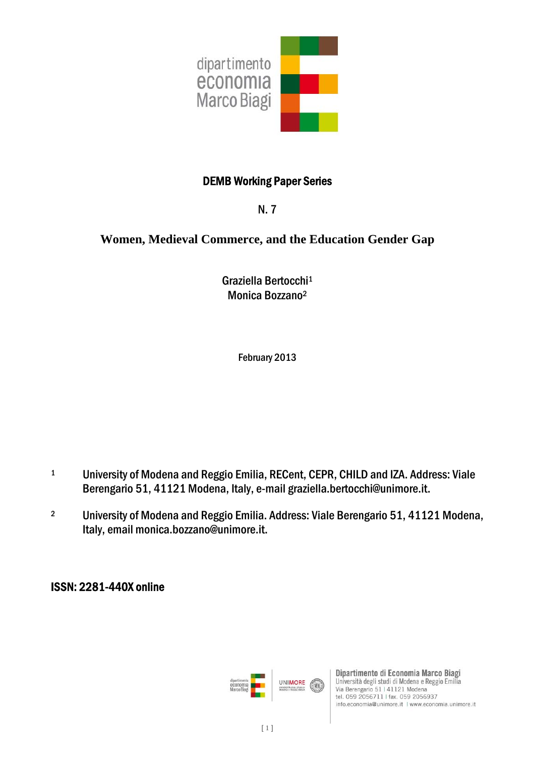# DEMB Working Paper Series

N. 7

## Women, Medieval Commerce, and the Education Gender Gap

Graziella Bertocchi[1]
Monica Bozzano[2]

February 2013

[1] University of Modena and Reggio Emilia, RECent, CEPR, CHILD and IZA. Address: Viale Berengario 51, 41121 Modena, Italy, e-mail graziella.bertocchi@unimore.it.

[2] University of Modena and Reggio Emilia. Address: Viale Berengario 51, 41121 Modena, Italy, email monica.bozzano@unimore.it.

**ISSN: 2281-440X online**

Dipartimento di Economia Marco Biagi
Università degli studi di Modena e Reggio Emilia
Via Berengario 51 | 41121 Modena
tel. 059 2056711 | fax. 059 2056937
info.economia@unimore.it | www.economia.unimore.it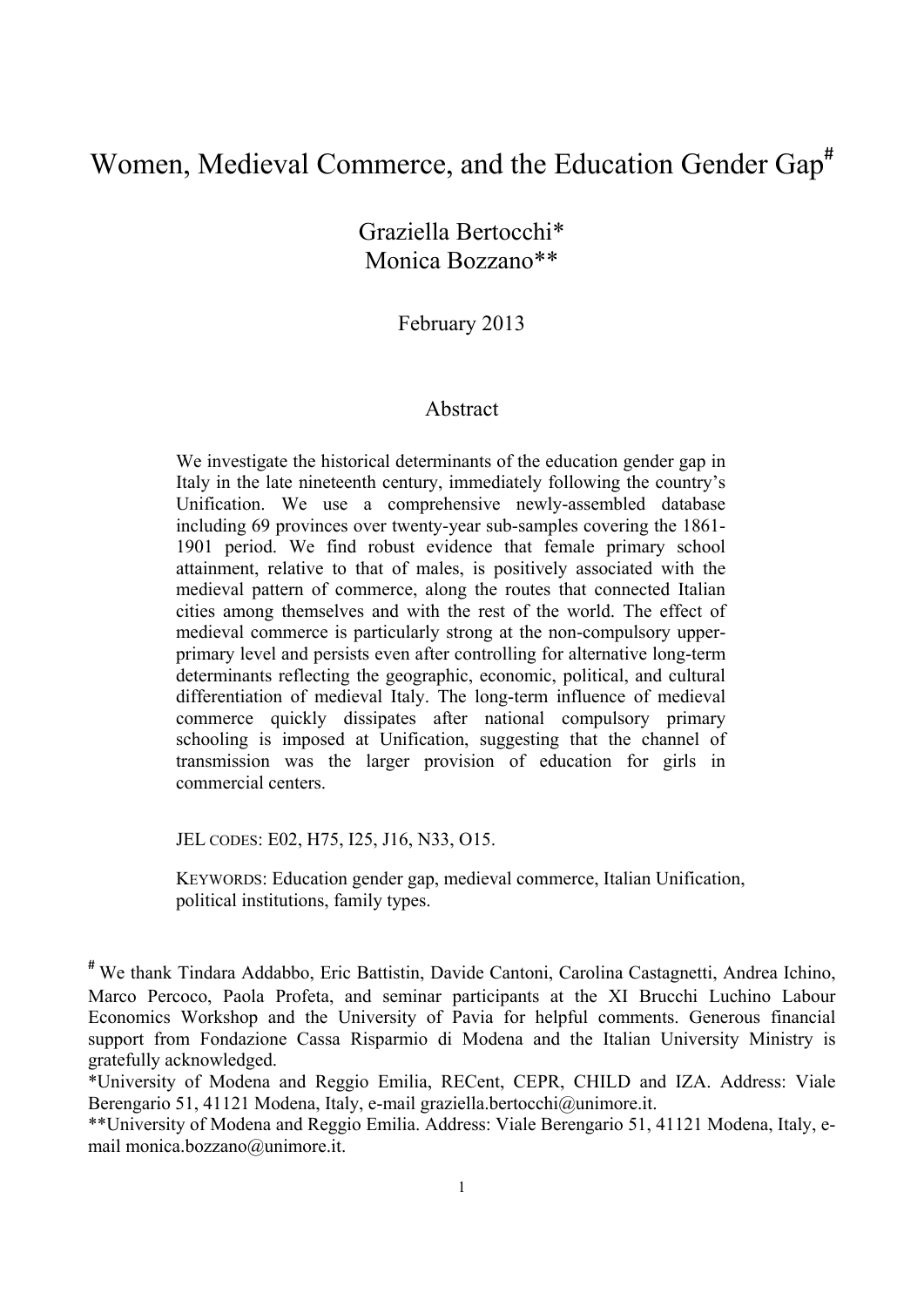# Women, Medieval Commerce, and the Education Gender Gap[#]

Graziella Bertocchi*
Monica Bozzano**

February 2013

## Abstract

We investigate the historical determinants of the education gender gap in Italy in the late nineteenth century, immediately following the country's Unification. We use a comprehensive newly-assembled database including 69 provinces over twenty-year sub-samples covering the 1861-1901 period. We find robust evidence that female primary school attainment, relative to that of males, is positively associated with the medieval pattern of commerce, along the routes that connected Italian cities among themselves and with the rest of the world. The effect of medieval commerce is particularly strong at the non-compulsory upper-primary level and persists even after controlling for alternative long-term determinants reflecting the geographic, economic, political, and cultural differentiation of medieval Italy. The long-term influence of medieval commerce quickly dissipates after national compulsory primary schooling is imposed at Unification, suggesting that the channel of transmission was the larger provision of education for girls in commercial centers.

JEL CODES: E02, H75, I25, J16, N33, O15.

KEYWORDS: Education gender gap, medieval commerce, Italian Unification, political institutions, family types.

[#] We thank Tindara Addabbo, Eric Battistin, Davide Cantoni, Carolina Castagnetti, Andrea Ichino, Marco Percoco, Paola Profeta, and seminar participants at the XI Brucchi Luchino Labour Economics Workshop and the University of Pavia for helpful comments. Generous financial support from Fondazione Cassa Risparmio di Modena and the Italian University Ministry is gratefully acknowledged.

*University of Modena and Reggio Emilia, RECent, CEPR, CHILD and IZA. Address: Viale Berengario 51, 41121 Modena, Italy, e-mail graziella.bertocchi@unimore.it.

**University of Modena and Reggio Emilia. Address: Viale Berengario 51, 41121 Modena, Italy, e-mail monica.bozzano@unimore.it.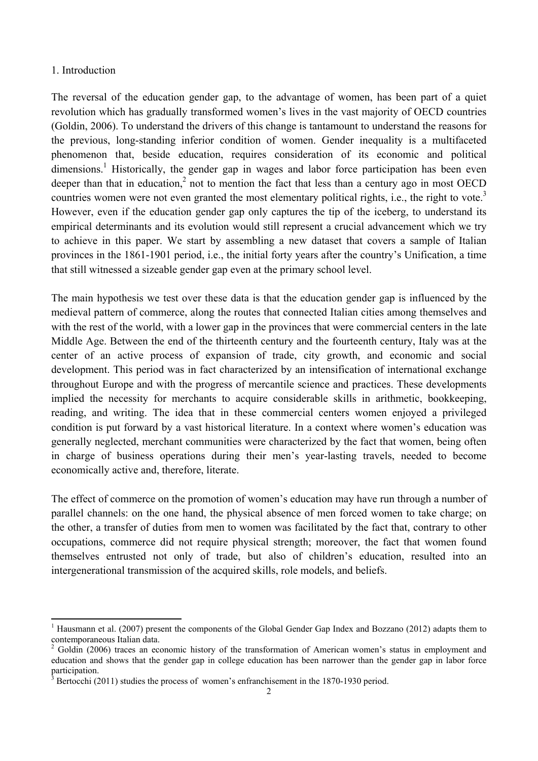## 1. Introduction

The reversal of the education gender gap, to the advantage of women, has been part of a quiet revolution which has gradually transformed women's lives in the vast majority of OECD countries (Goldin, 2006). To understand the drivers of this change is tantamount to understand the reasons for the previous, long-standing inferior condition of women. Gender inequality is a multifaceted phenomenon that, beside education, requires consideration of its economic and political dimensions.[1] Historically, the gender gap in wages and labor force participation has been even deeper than that in education,[2] not to mention the fact that less than a century ago in most OECD countries women were not even granted the most elementary political rights, i.e., the right to vote.[3] However, even if the education gender gap only captures the tip of the iceberg, to understand its empirical determinants and its evolution would still represent a crucial advancement which we try to achieve in this paper. We start by assembling a new dataset that covers a sample of Italian provinces in the 1861-1901 period, i.e., the initial forty years after the country's Unification, a time that still witnessed a sizeable gender gap even at the primary school level.

The main hypothesis we test over these data is that the education gender gap is influenced by the medieval pattern of commerce, along the routes that connected Italian cities among themselves and with the rest of the world, with a lower gap in the provinces that were commercial centers in the late Middle Age. Between the end of the thirteenth century and the fourteenth century, Italy was at the center of an active process of expansion of trade, city growth, and economic and social development. This period was in fact characterized by an intensification of international exchange throughout Europe and with the progress of mercantile science and practices. These developments implied the necessity for merchants to acquire considerable skills in arithmetic, bookkeeping, reading, and writing. The idea that in these commercial centers women enjoyed a privileged condition is put forward by a vast historical literature. In a context where women's education was generally neglected, merchant communities were characterized by the fact that women, being often in charge of business operations during their men's year-lasting travels, needed to become economically active and, therefore, literate.

The effect of commerce on the promotion of women's education may have run through a number of parallel channels: on the one hand, the physical absence of men forced women to take charge; on the other, a transfer of duties from men to women was facilitated by the fact that, contrary to other occupations, commerce did not require physical strength; moreover, the fact that women found themselves entrusted not only of trade, but also of children's education, resulted into an intergenerational transmission of the acquired skills, role models, and beliefs.

[1] Hausmann et al. (2007) present the components of the Global Gender Gap Index and Bozzano (2012) adapts them to contemporaneous Italian data.

[2] Goldin (2006) traces an economic history of the transformation of American women's status in employment and education and shows that the gender gap in college education has been narrower than the gender gap in labor force participation.

[3] Bertocchi (2011) studies the process of women's enfranchisement in the 1870-1930 period.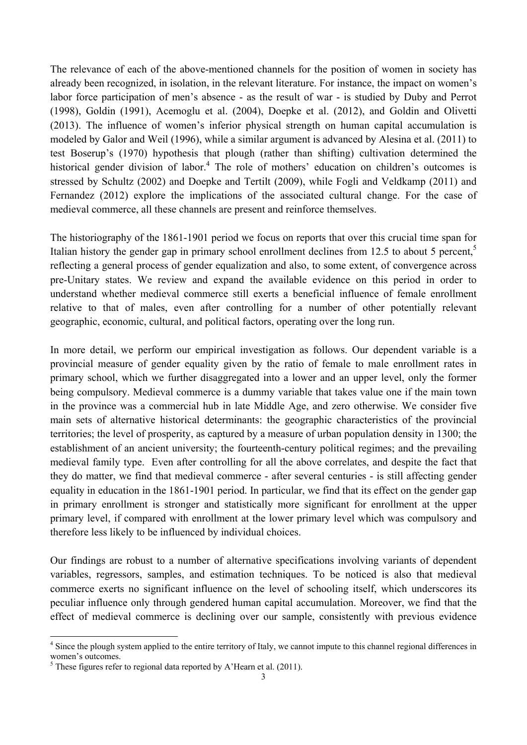The relevance of each of the above-mentioned channels for the position of women in society has already been recognized, in isolation, in the relevant literature. For instance, the impact on women's labor force participation of men's absence - as the result of war - is studied by Duby and Perrot (1998), Goldin (1991), Acemoglu et al. (2004), Doepke et al. (2012), and Goldin and Olivetti (2013). The influence of women's inferior physical strength on human capital accumulation is modeled by Galor and Weil (1996), while a similar argument is advanced by Alesina et al. (2011) to test Boserup's (1970) hypothesis that plough (rather than shifting) cultivation determined the historical gender division of labor.[4] The role of mothers' education on children's outcomes is stressed by Schultz (2002) and Doepke and Tertilt (2009), while Fogli and Veldkamp (2011) and Fernandez (2012) explore the implications of the associated cultural change. For the case of medieval commerce, all these channels are present and reinforce themselves.

The historiography of the 1861-1901 period we focus on reports that over this crucial time span for Italian history the gender gap in primary school enrollment declines from 12.5 to about 5 percent,[5] reflecting a general process of gender equalization and also, to some extent, of convergence across pre-Unitary states. We review and expand the available evidence on this period in order to understand whether medieval commerce still exerts a beneficial influence of female enrollment relative to that of males, even after controlling for a number of other potentially relevant geographic, economic, cultural, and political factors, operating over the long run.

In more detail, we perform our empirical investigation as follows. Our dependent variable is a provincial measure of gender equality given by the ratio of female to male enrollment rates in primary school, which we further disaggregated into a lower and an upper level, only the former being compulsory. Medieval commerce is a dummy variable that takes value one if the main town in the province was a commercial hub in late Middle Age, and zero otherwise. We consider five main sets of alternative historical determinants: the geographic characteristics of the provincial territories; the level of prosperity, as captured by a measure of urban population density in 1300; the establishment of an ancient university; the fourteenth-century political regimes; and the prevailing medieval family type. Even after controlling for all the above correlates, and despite the fact that they do matter, we find that medieval commerce - after several centuries - is still affecting gender equality in education in the 1861-1901 period. In particular, we find that its effect on the gender gap in primary enrollment is stronger and statistically more significant for enrollment at the upper primary level, if compared with enrollment at the lower primary level which was compulsory and therefore less likely to be influenced by individual choices.

Our findings are robust to a number of alternative specifications involving variants of dependent variables, regressors, samples, and estimation techniques. To be noticed is also that medieval commerce exerts no significant influence on the level of schooling itself, which underscores its peculiar influence only through gendered human capital accumulation. Moreover, we find that the effect of medieval commerce is declining over our sample, consistently with previous evidence

[4] Since the plough system applied to the entire territory of Italy, we cannot impute to this channel regional differences in women's outcomes.

[5] These figures refer to regional data reported by A'Hearn et al. (2011).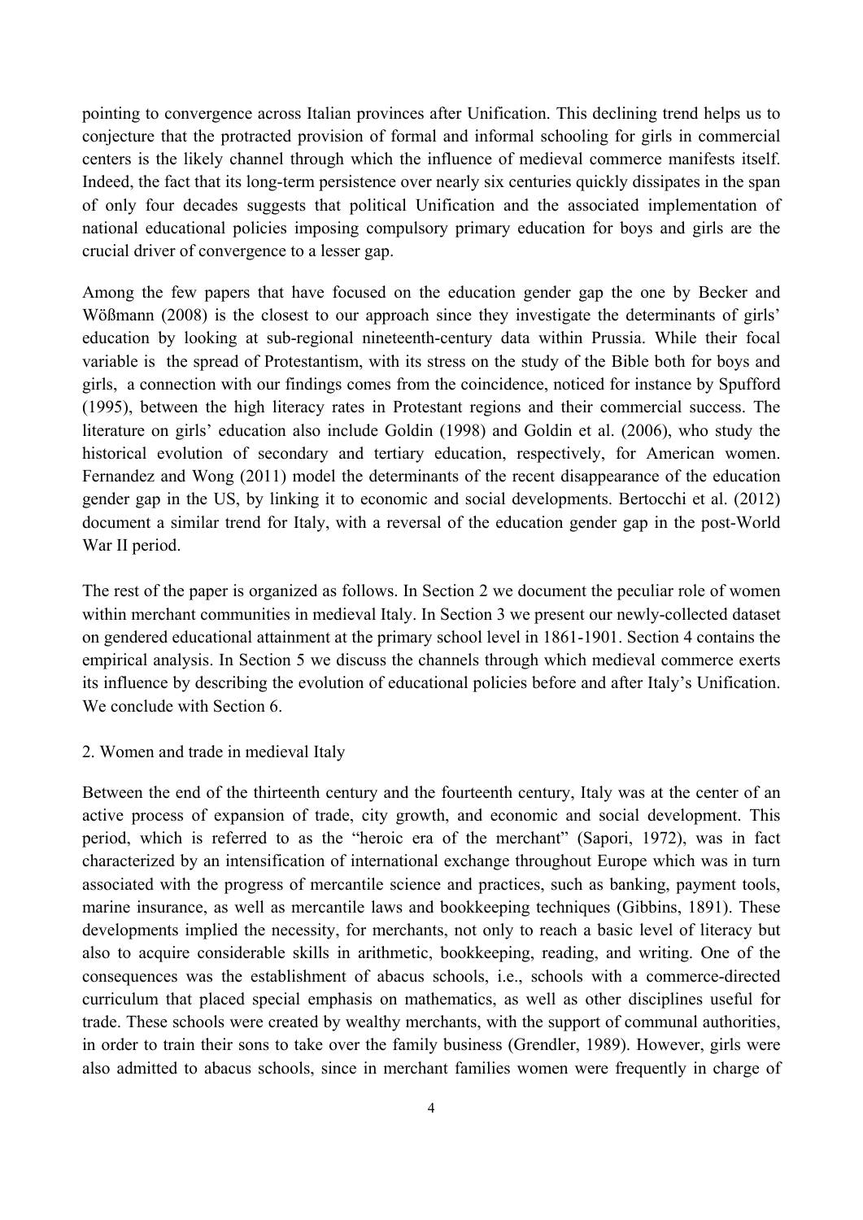pointing to convergence across Italian provinces after Unification. This declining trend helps us to conjecture that the protracted provision of formal and informal schooling for girls in commercial centers is the likely channel through which the influence of medieval commerce manifests itself. Indeed, the fact that its long-term persistence over nearly six centuries quickly dissipates in the span of only four decades suggests that political Unification and the associated implementation of national educational policies imposing compulsory primary education for boys and girls are the crucial driver of convergence to a lesser gap.

Among the few papers that have focused on the education gender gap the one by Becker and Wößmann (2008) is the closest to our approach since they investigate the determinants of girls' education by looking at sub-regional nineteenth-century data within Prussia. While their focal variable is the spread of Protestantism, with its stress on the study of the Bible both for boys and girls, a connection with our findings comes from the coincidence, noticed for instance by Spufford (1995), between the high literacy rates in Protestant regions and their commercial success. The literature on girls' education also include Goldin (1998) and Goldin et al. (2006), who study the historical evolution of secondary and tertiary education, respectively, for American women. Fernandez and Wong (2011) model the determinants of the recent disappearance of the education gender gap in the US, by linking it to economic and social developments. Bertocchi et al. (2012) document a similar trend for Italy, with a reversal of the education gender gap in the post-World War II period.

The rest of the paper is organized as follows. In Section 2 we document the peculiar role of women within merchant communities in medieval Italy. In Section 3 we present our newly-collected dataset on gendered educational attainment at the primary school level in 1861-1901. Section 4 contains the empirical analysis. In Section 5 we discuss the channels through which medieval commerce exerts its influence by describing the evolution of educational policies before and after Italy's Unification. We conclude with Section 6.

## 2. Women and trade in medieval Italy

Between the end of the thirteenth century and the fourteenth century, Italy was at the center of an active process of expansion of trade, city growth, and economic and social development. This period, which is referred to as the "heroic era of the merchant" (Sapori, 1972), was in fact characterized by an intensification of international exchange throughout Europe which was in turn associated with the progress of mercantile science and practices, such as banking, payment tools, marine insurance, as well as mercantile laws and bookkeeping techniques (Gibbins, 1891). These developments implied the necessity, for merchants, not only to reach a basic level of literacy but also to acquire considerable skills in arithmetic, bookkeeping, reading, and writing. One of the consequences was the establishment of abacus schools, i.e., schools with a commerce-directed curriculum that placed special emphasis on mathematics, as well as other disciplines useful for trade. These schools were created by wealthy merchants, with the support of communal authorities, in order to train their sons to take over the family business (Grendler, 1989). However, girls were also admitted to abacus schools, since in merchant families women were frequently in charge of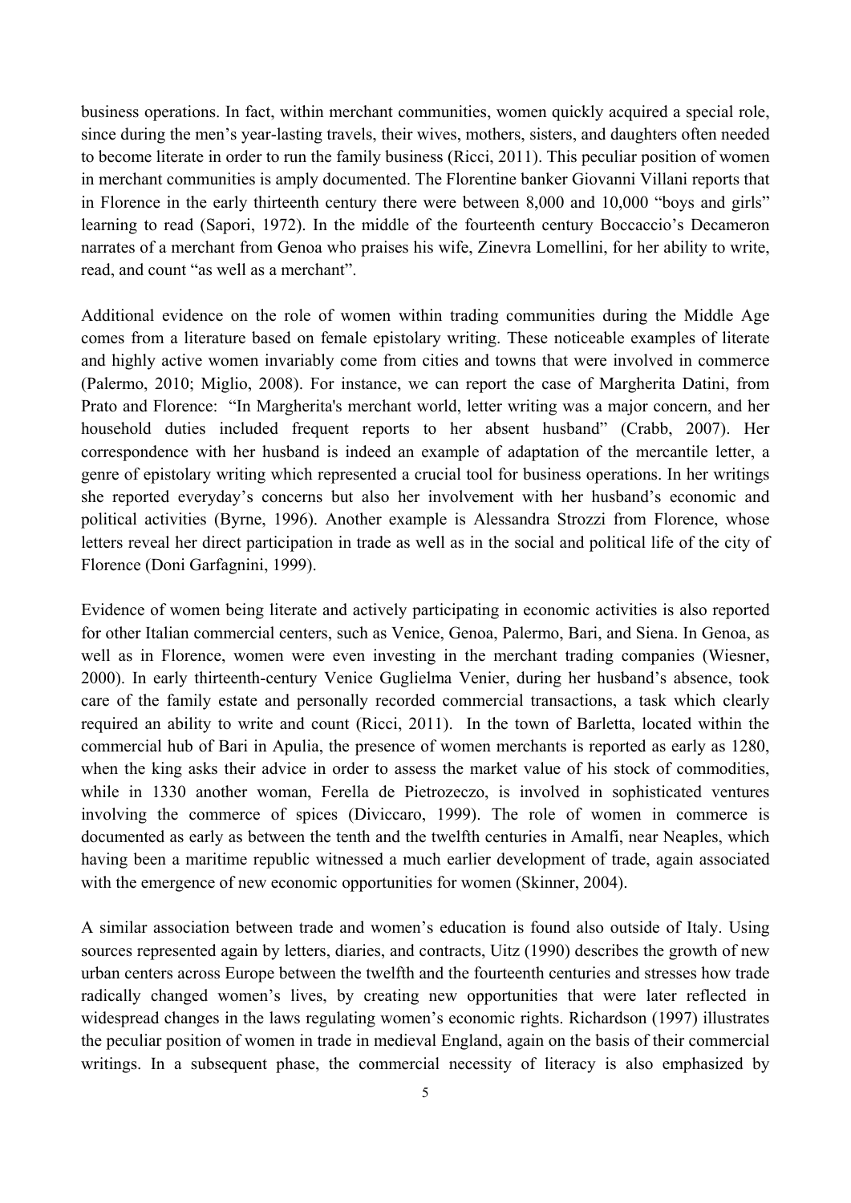business operations. In fact, within merchant communities, women quickly acquired a special role, since during the men's year-lasting travels, their wives, mothers, sisters, and daughters often needed to become literate in order to run the family business (Ricci, 2011). This peculiar position of women in merchant communities is amply documented. The Florentine banker Giovanni Villani reports that in Florence in the early thirteenth century there were between 8,000 and 10,000 "boys and girls" learning to read (Sapori, 1972). In the middle of the fourteenth century Boccaccio's Decameron narrates of a merchant from Genoa who praises his wife, Zinevra Lomellini, for her ability to write, read, and count "as well as a merchant".

Additional evidence on the role of women within trading communities during the Middle Age comes from a literature based on female epistolary writing. These noticeable examples of literate and highly active women invariably come from cities and towns that were involved in commerce (Palermo, 2010; Miglio, 2008). For instance, we can report the case of Margherita Datini, from Prato and Florence: "In Margherita's merchant world, letter writing was a major concern, and her household duties included frequent reports to her absent husband" (Crabb, 2007). Her correspondence with her husband is indeed an example of adaptation of the mercantile letter, a genre of epistolary writing which represented a crucial tool for business operations. In her writings she reported everyday's concerns but also her involvement with her husband's economic and political activities (Byrne, 1996). Another example is Alessandra Strozzi from Florence, whose letters reveal her direct participation in trade as well as in the social and political life of the city of Florence (Doni Garfagnini, 1999).

Evidence of women being literate and actively participating in economic activities is also reported for other Italian commercial centers, such as Venice, Genoa, Palermo, Bari, and Siena. In Genoa, as well as in Florence, women were even investing in the merchant trading companies (Wiesner, 2000). In early thirteenth-century Venice Guglielma Venier, during her husband's absence, took care of the family estate and personally recorded commercial transactions, a task which clearly required an ability to write and count (Ricci, 2011). In the town of Barletta, located within the commercial hub of Bari in Apulia, the presence of women merchants is reported as early as 1280, when the king asks their advice in order to assess the market value of his stock of commodities, while in 1330 another woman, Ferella de Pietrozeczo, is involved in sophisticated ventures involving the commerce of spices (Diviccaro, 1999). The role of women in commerce is documented as early as between the tenth and the twelfth centuries in Amalfi, near Neaples, which having been a maritime republic witnessed a much earlier development of trade, again associated with the emergence of new economic opportunities for women (Skinner, 2004).

A similar association between trade and women's education is found also outside of Italy. Using sources represented again by letters, diaries, and contracts, Uitz (1990) describes the growth of new urban centers across Europe between the twelfth and the fourteenth centuries and stresses how trade radically changed women's lives, by creating new opportunities that were later reflected in widespread changes in the laws regulating women's economic rights. Richardson (1997) illustrates the peculiar position of women in trade in medieval England, again on the basis of their commercial writings. In a subsequent phase, the commercial necessity of literacy is also emphasized by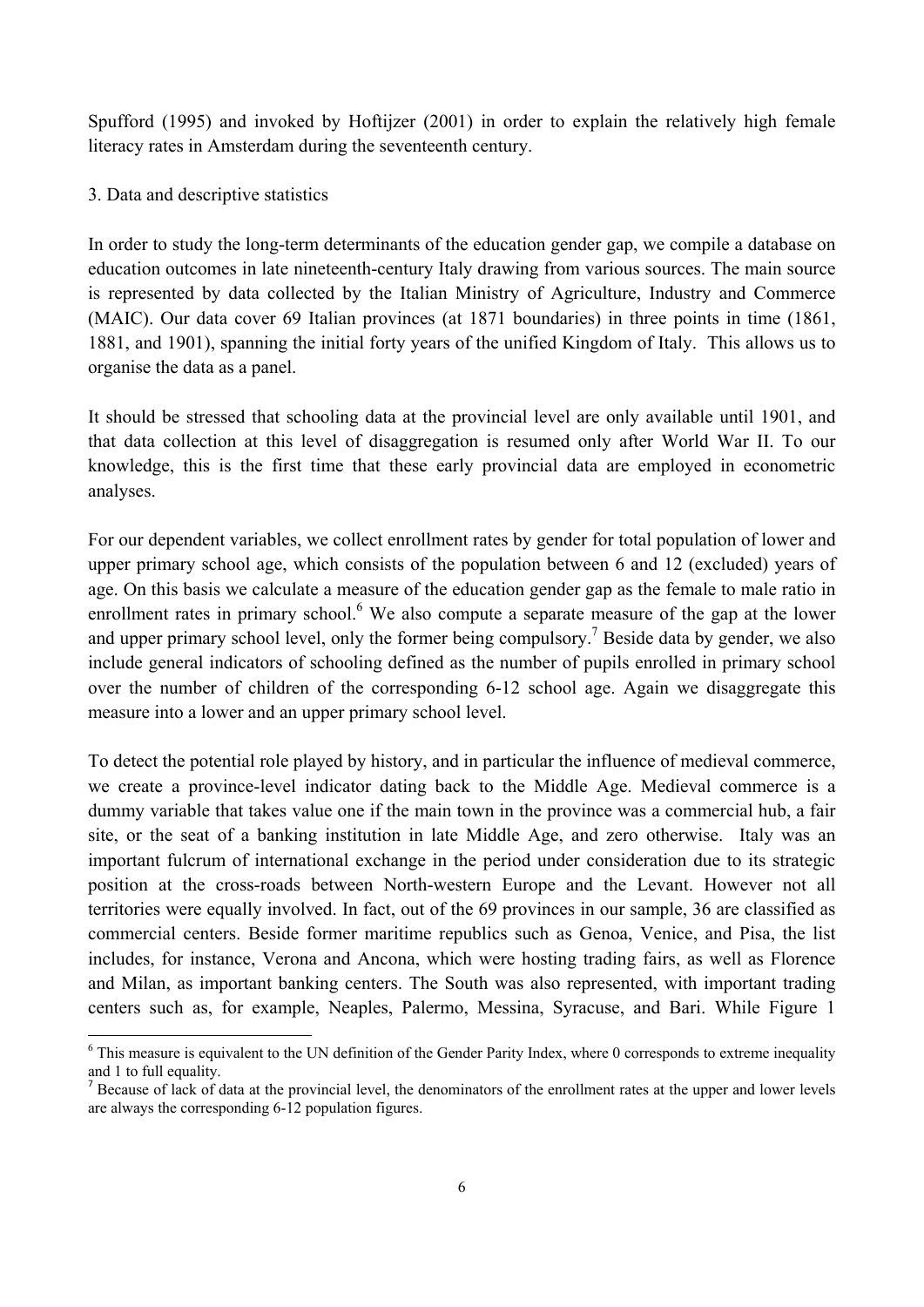Spufford (1995) and invoked by Hoftijzer (2001) in order to explain the relatively high female literacy rates in Amsterdam during the seventeenth century.

## 3. Data and descriptive statistics

In order to study the long-term determinants of the education gender gap, we compile a database on education outcomes in late nineteenth-century Italy drawing from various sources. The main source is represented by data collected by the Italian Ministry of Agriculture, Industry and Commerce (MAIC). Our data cover 69 Italian provinces (at 1871 boundaries) in three points in time (1861, 1881, and 1901), spanning the initial forty years of the unified Kingdom of Italy. This allows us to organise the data as a panel.

It should be stressed that schooling data at the provincial level are only available until 1901, and that data collection at this level of disaggregation is resumed only after World War II. To our knowledge, this is the first time that these early provincial data are employed in econometric analyses.

For our dependent variables, we collect enrollment rates by gender for total population of lower and upper primary school age, which consists of the population between 6 and 12 (excluded) years of age. On this basis we calculate a measure of the education gender gap as the female to male ratio in enrollment rates in primary school.[6] We also compute a separate measure of the gap at the lower and upper primary school level, only the former being compulsory.[7] Beside data by gender, we also include general indicators of schooling defined as the number of pupils enrolled in primary school over the number of children of the corresponding 6-12 school age. Again we disaggregate this measure into a lower and an upper primary school level.

To detect the potential role played by history, and in particular the influence of medieval commerce, we create a province-level indicator dating back to the Middle Age. Medieval commerce is a dummy variable that takes value one if the main town in the province was a commercial hub, a fair site, or the seat of a banking institution in late Middle Age, and zero otherwise. Italy was an important fulcrum of international exchange in the period under consideration due to its strategic position at the cross-roads between North-western Europe and the Levant. However not all territories were equally involved. In fact, out of the 69 provinces in our sample, 36 are classified as commercial centers. Beside former maritime republics such as Genoa, Venice, and Pisa, the list includes, for instance, Verona and Ancona, which were hosting trading fairs, as well as Florence and Milan, as important banking centers. The South was also represented, with important trading centers such as, for example, Neaples, Palermo, Messina, Syracuse, and Bari. While Figure 1

---

[6] This measure is equivalent to the UN definition of the Gender Parity Index, where 0 corresponds to extreme inequality and 1 to full equality.

[7] Because of lack of data at the provincial level, the denominators of the enrollment rates at the upper and lower levels are always the corresponding 6-12 population figures.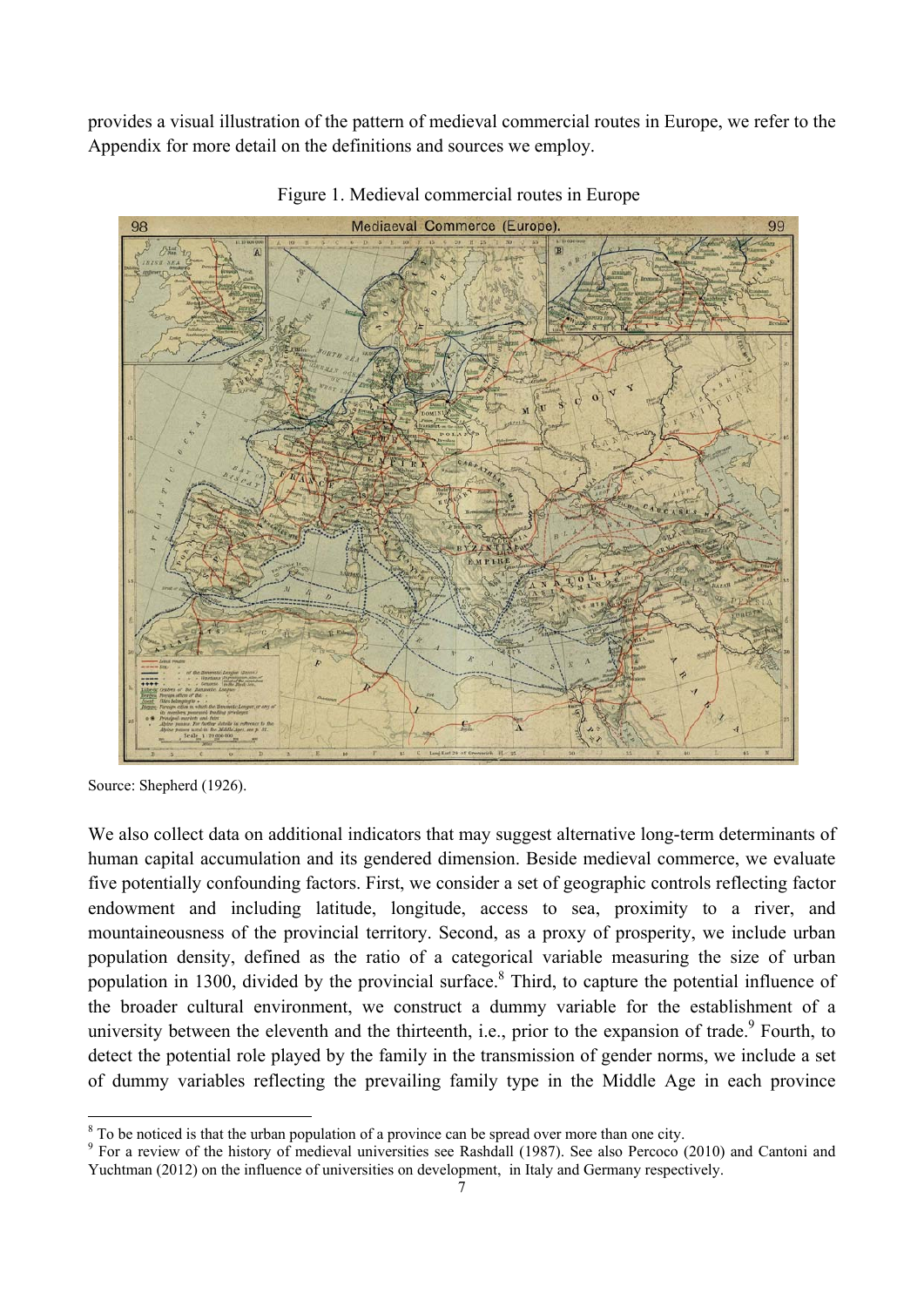provides a visual illustration of the pattern of medieval commercial routes in Europe, we refer to the Appendix for more detail on the definitions and sources we employ.

Figure 1. Medieval commercial routes in Europe

Source: Shepherd (1926).

We also collect data on additional indicators that may suggest alternative long-term determinants of human capital accumulation and its gendered dimension. Beside medieval commerce, we evaluate five potentially confounding factors. First, we consider a set of geographic controls reflecting factor endowment and including latitude, longitude, access to sea, proximity to a river, and mountaineousness of the provincial territory. Second, as a proxy of prosperity, we include urban population density, defined as the ratio of a categorical variable measuring the size of urban population in 1300, divided by the provincial surface.[8] Third, to capture the potential influence of the broader cultural environment, we construct a dummy variable for the establishment of a university between the eleventh and the thirteenth, i.e., prior to the expansion of trade.[9] Fourth, to detect the potential role played by the family in the transmission of gender norms, we include a set of dummy variables reflecting the prevailing family type in the Middle Age in each province

[8] To be noticed is that the urban population of a province can be spread over more than one city.

[9] For a review of the history of medieval universities see Rashdall (1987). See also Percoco (2010) and Cantoni and Yuchtman (2012) on the influence of universities on development, in Italy and Germany respectively.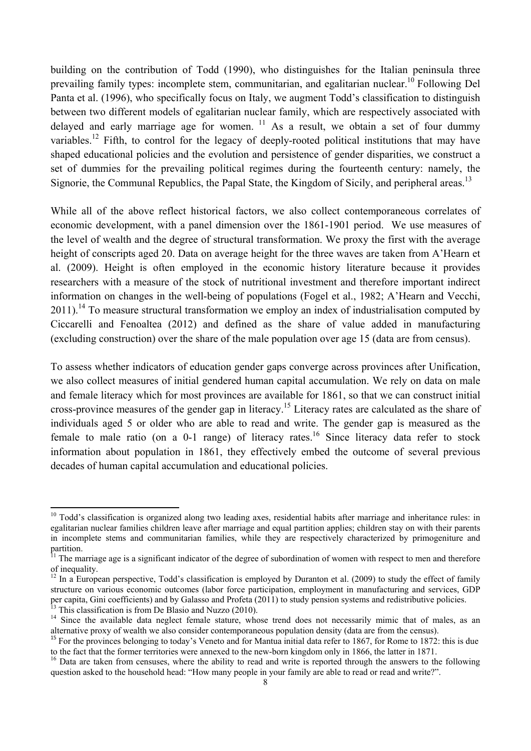building on the contribution of Todd (1990), who distinguishes for the Italian peninsula three prevailing family types: incomplete stem, communitarian, and egalitarian nuclear.[10] Following Del Panta et al. (1996), who specifically focus on Italy, we augment Todd's classification to distinguish between two different models of egalitarian nuclear family, which are respectively associated with delayed and early marriage age for women. [11] As a result, we obtain a set of four dummy variables.[12] Fifth, to control for the legacy of deeply-rooted political institutions that may have shaped educational policies and the evolution and persistence of gender disparities, we construct a set of dummies for the prevailing political regimes during the fourteenth century: namely, the Signorie, the Communal Republics, the Papal State, the Kingdom of Sicily, and peripheral areas.[13]

While all of the above reflect historical factors, we also collect contemporaneous correlates of economic development, with a panel dimension over the 1861-1901 period. We use measures of the level of wealth and the degree of structural transformation. We proxy the first with the average height of conscripts aged 20. Data on average height for the three waves are taken from A'Hearn et al. (2009). Height is often employed in the economic history literature because it provides researchers with a measure of the stock of nutritional investment and therefore important indirect information on changes in the well-being of populations (Fogel et al., 1982; A'Hearn and Vecchi, 2011).[14] To measure structural transformation we employ an index of industrialisation computed by Ciccarelli and Fenoaltea (2012) and defined as the share of value added in manufacturing (excluding construction) over the share of the male population over age 15 (data are from census).

To assess whether indicators of education gender gaps converge across provinces after Unification, we also collect measures of initial gendered human capital accumulation. We rely on data on male and female literacy which for most provinces are available for 1861, so that we can construct initial cross-province measures of the gender gap in literacy.[15] Literacy rates are calculated as the share of individuals aged 5 or older who are able to read and write. The gender gap is measured as the female to male ratio (on a 0-1 range) of literacy rates.[16] Since literacy data refer to stock information about population in 1861, they effectively embed the outcome of several previous decades of human capital accumulation and educational policies.

---

[10] Todd's classification is organized along two leading axes, residential habits after marriage and inheritance rules: in egalitarian nuclear families children leave after marriage and equal partition applies; children stay on with their parents in incomplete stems and communitarian families, while they are respectively characterized by primogeniture and partition.

[11] The marriage age is a significant indicator of the degree of subordination of women with respect to men and therefore of inequality.

[12] In a European perspective, Todd's classification is employed by Duranton et al. (2009) to study the effect of family structure on various economic outcomes (labor force participation, employment in manufacturing and services, GDP per capita, Gini coefficients) and by Galasso and Profeta (2011) to study pension systems and redistributive policies.

[13] This classification is from De Blasio and Nuzzo (2010).

[14] Since the available data neglect female stature, whose trend does not necessarily mimic that of males, as an alternative proxy of wealth we also consider contemporaneous population density (data are from the census).

[15] For the provinces belonging to today's Veneto and for Mantua initial data refer to 1867, for Rome to 1872: this is due to the fact that the former territories were annexed to the new-born kingdom only in 1866, the latter in 1871.

[16] Data are taken from censuses, where the ability to read and write is reported through the answers to the following question asked to the household head: "How many people in your family are able to read or read and write?".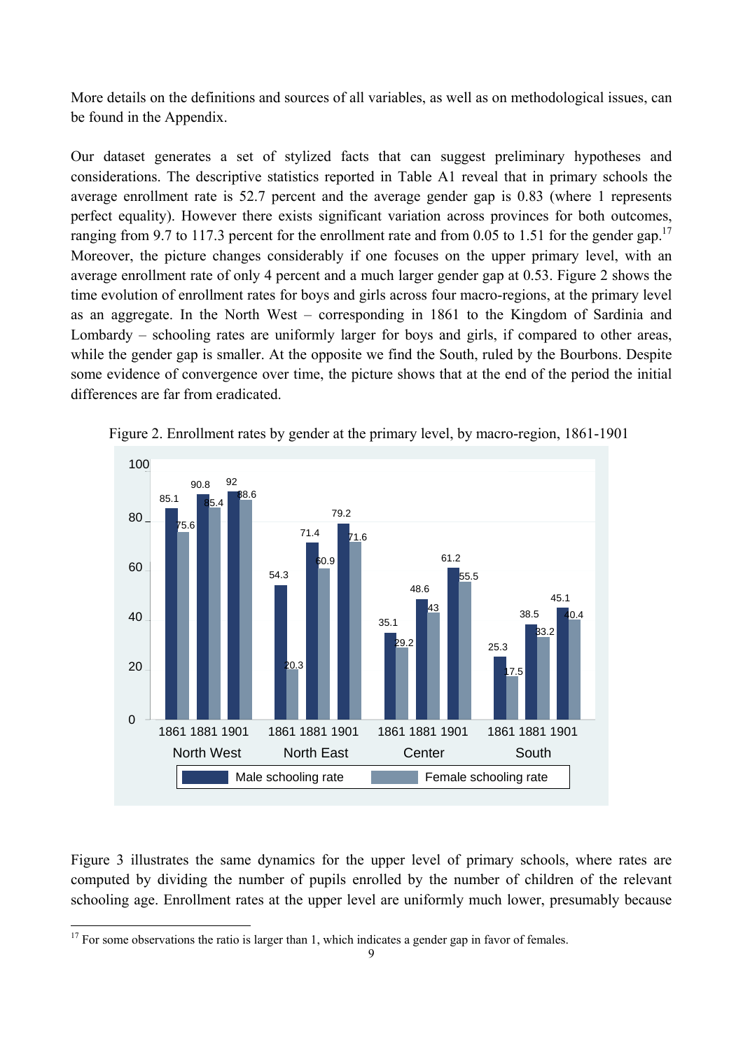More details on the definitions and sources of all variables, as well as on methodological issues, can be found in the Appendix.

Our dataset generates a set of stylized facts that can suggest preliminary hypotheses and considerations. The descriptive statistics reported in Table A1 reveal that in primary schools the average enrollment rate is 52.7 percent and the average gender gap is 0.83 (where 1 represents perfect equality). However there exists significant variation across provinces for both outcomes, ranging from 9.7 to 117.3 percent for the enrollment rate and from 0.05 to 1.51 for the gender gap.[17] Moreover, the picture changes considerably if one focuses on the upper primary level, with an average enrollment rate of only 4 percent and a much larger gender gap at 0.53. Figure 2 shows the time evolution of enrollment rates for boys and girls across four macro-regions, at the primary level as an aggregate. In the North West – corresponding in 1861 to the Kingdom of Sardinia and Lombardy – schooling rates are uniformly larger for boys and girls, if compared to other areas, while the gender gap is smaller. At the opposite we find the South, ruled by the Bourbons. Despite some evidence of convergence over time, the picture shows that at the end of the period the initial differences are far from eradicated.

Figure 2. Enrollment rates by gender at the primary level, by macro-region, 1861-1901

100
80
60
40
20
0

85.1 75.6 90.8 85.4 92 88.6
54.3 20.3 71.4 60.9 79.2 71.6
35.1 29.2 48.6 43 61.2 55.5
25.3 17.5 38.5 33.2 45.1 40.4

1861 1881 1901 | 1861 1881 1901 | 1861 1881 1901 | 1861 1881 1901
North West | North East | Center | South

Male schooling rate | Female schooling rate

Figure 3 illustrates the same dynamics for the upper level of primary schools, where rates are computed by dividing the number of pupils enrolled by the number of children of the relevant schooling age. Enrollment rates at the upper level are uniformly much lower, presumably because

[17] For some observations the ratio is larger than 1, which indicates a gender gap in favor of females.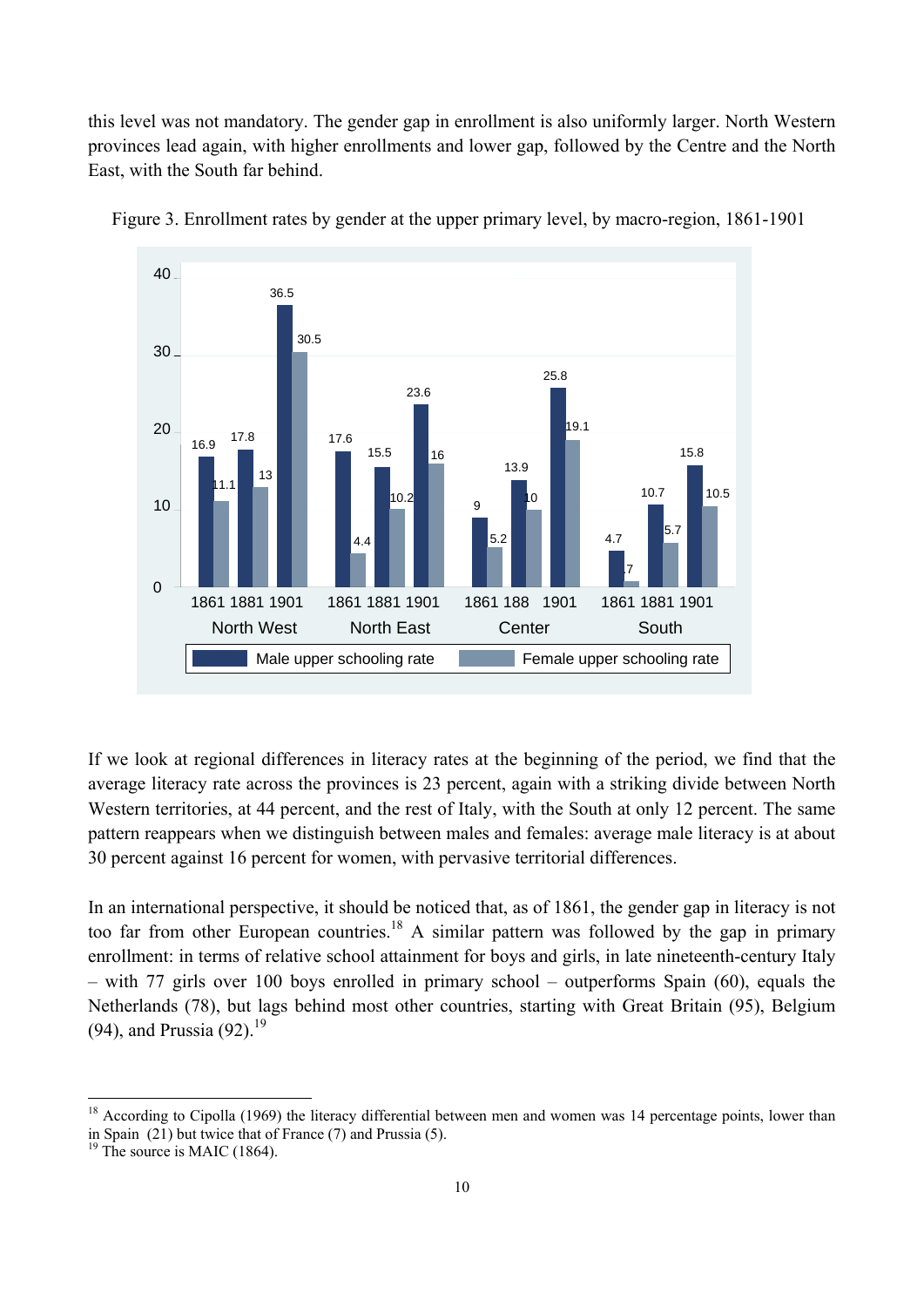this level was not mandatory. The gender gap in enrollment is also uniformly larger. North Western provinces lead again, with higher enrollments and lower gap, followed by the Centre and the North East, with the South far behind.

Figure 3. Enrollment rates by gender at the upper primary level, by macro-region, 1861-1901

If we look at regional differences in literacy rates at the beginning of the period, we find that the average literacy rate across the provinces is 23 percent, again with a striking divide between North Western territories, at 44 percent, and the rest of Italy, with the South at only 12 percent. The same pattern reappears when we distinguish between males and females: average male literacy is at about 30 percent against 16 percent for women, with pervasive territorial differences.

In an international perspective, it should be noticed that, as of 1861, the gender gap in literacy is not too far from other European countries.[18] A similar pattern was followed by the gap in primary enrollment: in terms of relative school attainment for boys and girls, in late nineteenth-century Italy – with 77 girls over 100 boys enrolled in primary school – outperforms Spain (60), equals the Netherlands (78), but lags behind most other countries, starting with Great Britain (95), Belgium (94), and Prussia (92).[19]

[18] According to Cipolla (1969) the literacy differential between men and women was 14 percentage points, lower than in Spain (21) but twice that of France (7) and Prussia (5).

[19] The source is MAIC (1864).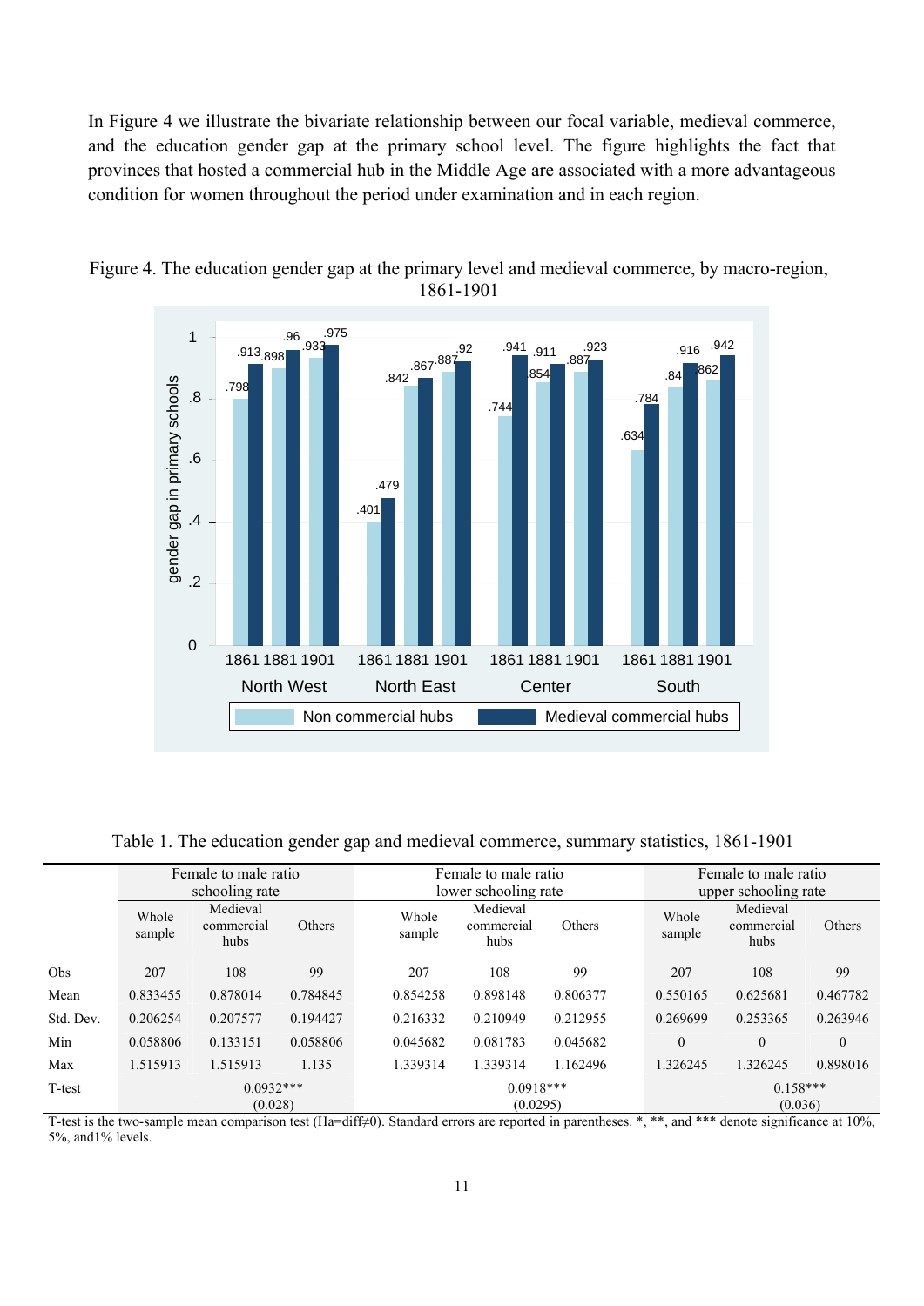In Figure 4 we illustrate the bivariate relationship between our focal variable, medieval commerce, and the education gender gap at the primary school level. The figure highlights the fact that provinces that hosted a commercial hub in the Middle Age are associated with a more advantageous condition for women throughout the period under examination and in each region.

Figure 4. The education gender gap at the primary level and medieval commerce, by macro-region, 1861-1901

gender gap in primary schools

0 .2 .4 .6 .8 1

.798 .913 .898 .96 .933 .975
.401 .479 .842 .867 .887 .92
.744 .941 .854 .911 .887 .923
.634 .784 .84 .916 .862 .942

1861 1881 1901 1861 1881 1901 1861 1881 1901 1861 1881 1901

North West North East Center South

Non commercial hubs Medieval commercial hubs

Table 1. The education gender gap and medieval commerce, summary statistics, 1861-1901

| | Female to male ratio schooling rate | | | Female to male ratio lower schooling rate | | | Female to male ratio upper schooling rate | | |
|---|---|---|---|---|---|---|---|---|---|
| | Whole sample | Medieval commercial hubs | Others | Whole sample | Medieval commercial hubs | Others | Whole sample | Medieval commercial hubs | Others |
| Obs | 207 | 108 | 99 | 207 | 108 | 99 | 207 | 108 | 99 |
| Mean | 0.833455 | 0.878014 | 0.784845 | 0.854258 | 0.898148 | 0.806377 | 0.550165 | 0.625681 | 0.467782 |
| Std. Dev. | 0.206254 | 0.207577 | 0.194427 | 0.216332 | 0.210949 | 0.212955 | 0.269699 | 0.253365 | 0.263946 |
| Min | 0.058806 | 0.133151 | 0.058806 | 0.045682 | 0.081783 | 0.045682 | 0 | 0 | 0 |
| Max | 1.515913 | 1.515913 | 1.135 | 1.339314 | 1.339314 | 1.162496 | 1.326245 | 1.326245 | 0.898016 |
| T-test | | 0.0932*** (0.028) | | | 0.0918*** (0.0295) | | | 0.158*** (0.036) | |

T-test is the two-sample mean comparison test (Ha=diff≠0). Standard errors are reported in parentheses. *, **, and *** denote significance at 10%, 5%, and1% levels.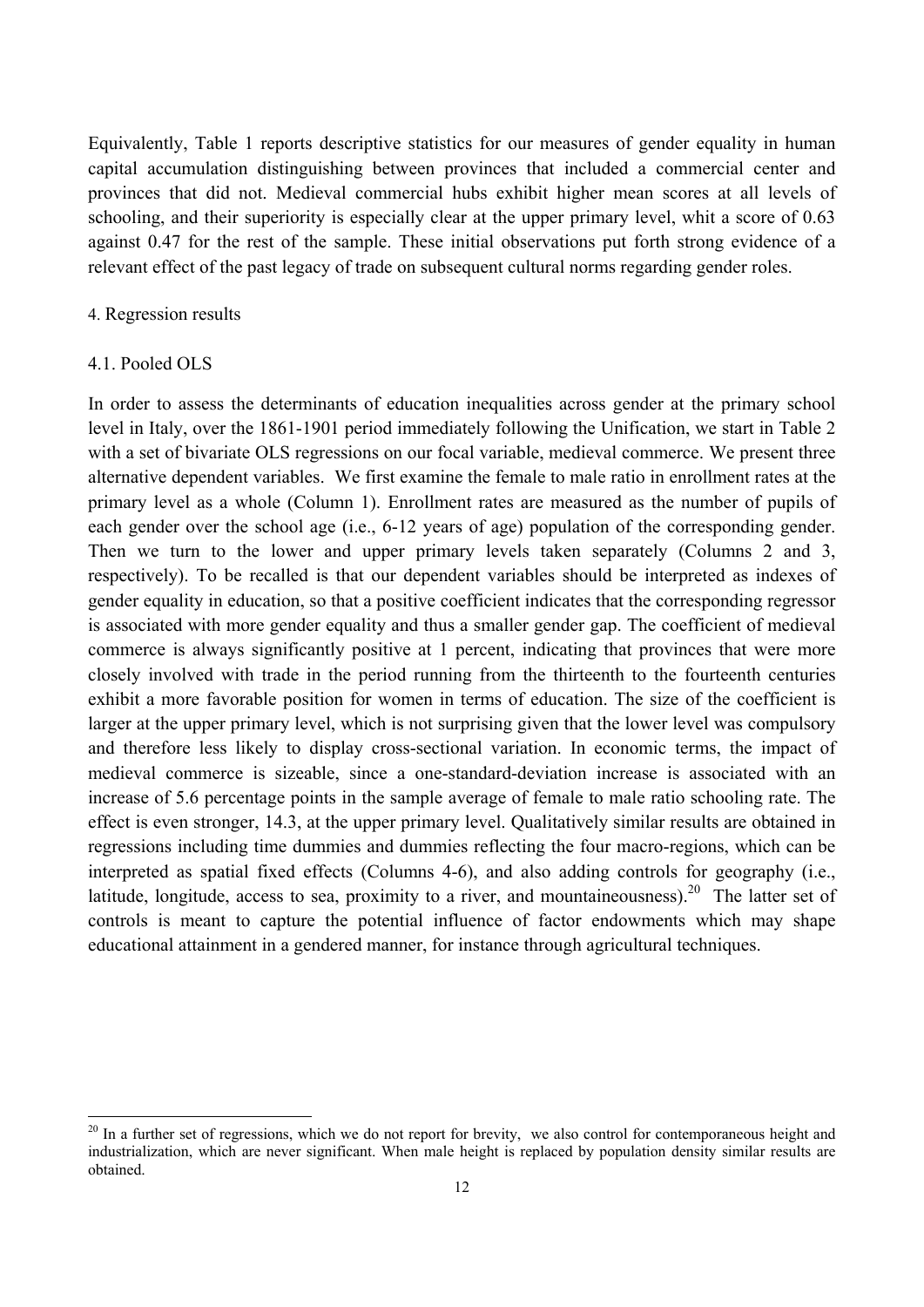Equivalently, Table 1 reports descriptive statistics for our measures of gender equality in human capital accumulation distinguishing between provinces that included a commercial center and provinces that did not. Medieval commercial hubs exhibit higher mean scores at all levels of schooling, and their superiority is especially clear at the upper primary level, whit a score of 0.63 against 0.47 for the rest of the sample. These initial observations put forth strong evidence of a relevant effect of the past legacy of trade on subsequent cultural norms regarding gender roles.

## 4. Regression results

### 4.1. Pooled OLS

In order to assess the determinants of education inequalities across gender at the primary school level in Italy, over the 1861-1901 period immediately following the Unification, we start in Table 2 with a set of bivariate OLS regressions on our focal variable, medieval commerce. We present three alternative dependent variables. We first examine the female to male ratio in enrollment rates at the primary level as a whole (Column 1). Enrollment rates are measured as the number of pupils of each gender over the school age (i.e., 6-12 years of age) population of the corresponding gender. Then we turn to the lower and upper primary levels taken separately (Columns 2 and 3, respectively). To be recalled is that our dependent variables should be interpreted as indexes of gender equality in education, so that a positive coefficient indicates that the corresponding regressor is associated with more gender equality and thus a smaller gender gap. The coefficient of medieval commerce is always significantly positive at 1 percent, indicating that provinces that were more closely involved with trade in the period running from the thirteenth to the fourteenth centuries exhibit a more favorable position for women in terms of education. The size of the coefficient is larger at the upper primary level, which is not surprising given that the lower level was compulsory and therefore less likely to display cross-sectional variation. In economic terms, the impact of medieval commerce is sizeable, since a one-standard-deviation increase is associated with an increase of 5.6 percentage points in the sample average of female to male ratio schooling rate. The effect is even stronger, 14.3, at the upper primary level. Qualitatively similar results are obtained in regressions including time dummies and dummies reflecting the four macro-regions, which can be interpreted as spatial fixed effects (Columns 4-6), and also adding controls for geography (i.e., latitude, longitude, access to sea, proximity to a river, and mountaineousness).[20] The latter set of controls is meant to capture the potential influence of factor endowments which may shape educational attainment in a gendered manner, for instance through agricultural techniques.

[20] In a further set of regressions, which we do not report for brevity, we also control for contemporaneous height and industrialization, which are never significant. When male height is replaced by population density similar results are obtained.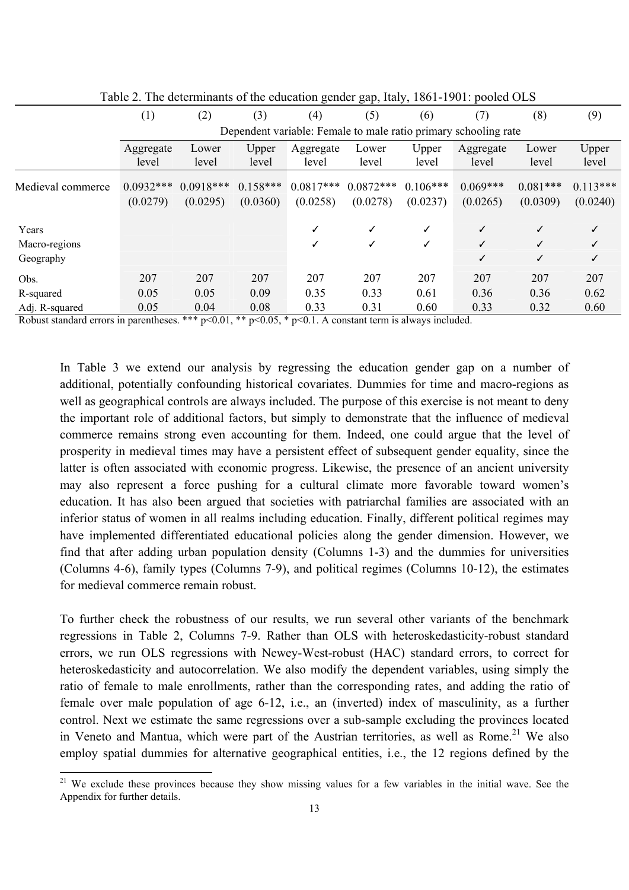Table 2. The determinants of the education gender gap, Italy, 1861-1901: pooled OLS

| | (1) | (2) | (3) | (4) | (5) | (6) | (7) | (8) | (9) |
|---|---|---|---|---|---|---|---|---|---|
| | Dependent variable: Female to male ratio primary schooling rate | | | | | | | | |
| | Aggregate level | Lower level | Upper level | Aggregate level | Lower level | Upper level | Aggregate level | Lower level | Upper level |
| Medieval commerce | 0.0932*** | 0.0918*** | 0.158*** | 0.0817*** | 0.0872*** | 0.106*** | 0.069*** | 0.081*** | 0.113*** |
| | (0.0279) | (0.0295) | (0.0360) | (0.0258) | (0.0278) | (0.0237) | (0.0265) | (0.0309) | (0.0240) |
| Years | | | | ✓ | ✓ | ✓ | ✓ | ✓ | ✓ |
| Macro-regions | | | | ✓ | ✓ | ✓ | ✓ | ✓ | ✓ |
| Geography | | | | | | | ✓ | ✓ | ✓ |
| Obs. | 207 | 207 | 207 | 207 | 207 | 207 | 207 | 207 | 207 |
| R-squared | 0.05 | 0.05 | 0.09 | 0.35 | 0.33 | 0.61 | 0.36 | 0.36 | 0.62 |
| Adj. R-squared | 0.05 | 0.04 | 0.08 | 0.33 | 0.31 | 0.60 | 0.33 | 0.32 | 0.60 |

Robust standard errors in parentheses. *** p<0.01, ** p<0.05, * p<0.1. A constant term is always included.

In Table 3 we extend our analysis by regressing the education gender gap on a number of additional, potentially confounding historical covariates. Dummies for time and macro-regions as well as geographical controls are always included. The purpose of this exercise is not meant to deny the important role of additional factors, but simply to demonstrate that the influence of medieval commerce remains strong even accounting for them. Indeed, one could argue that the level of prosperity in medieval times may have a persistent effect of subsequent gender equality, since the latter is often associated with economic progress. Likewise, the presence of an ancient university may also represent a force pushing for a cultural climate more favorable toward women's education. It has also been argued that societies with patriarchal families are associated with an inferior status of women in all realms including education. Finally, different political regimes may have implemented differentiated educational policies along the gender dimension. However, we find that after adding urban population density (Columns 1-3) and the dummies for universities (Columns 4-6), family types (Columns 7-9), and political regimes (Columns 10-12), the estimates for medieval commerce remain robust.

To further check the robustness of our results, we run several other variants of the benchmark regressions in Table 2, Columns 7-9. Rather than OLS with heteroskedasticity-robust standard errors, we run OLS regressions with Newey-West-robust (HAC) standard errors, to correct for heteroskedasticity and autocorrelation. We also modify the dependent variables, using simply the ratio of female to male enrollments, rather than the corresponding rates, and adding the ratio of female over male population of age 6-12, i.e., an (inverted) index of masculinity, as a further control. Next we estimate the same regressions over a sub-sample excluding the provinces located in Veneto and Mantua, which were part of the Austrian territories, as well as Rome.[21] We also employ spatial dummies for alternative geographical entities, i.e., the 12 regions defined by the

[21] We exclude these provinces because they show missing values for a few variables in the initial wave. See the Appendix for further details.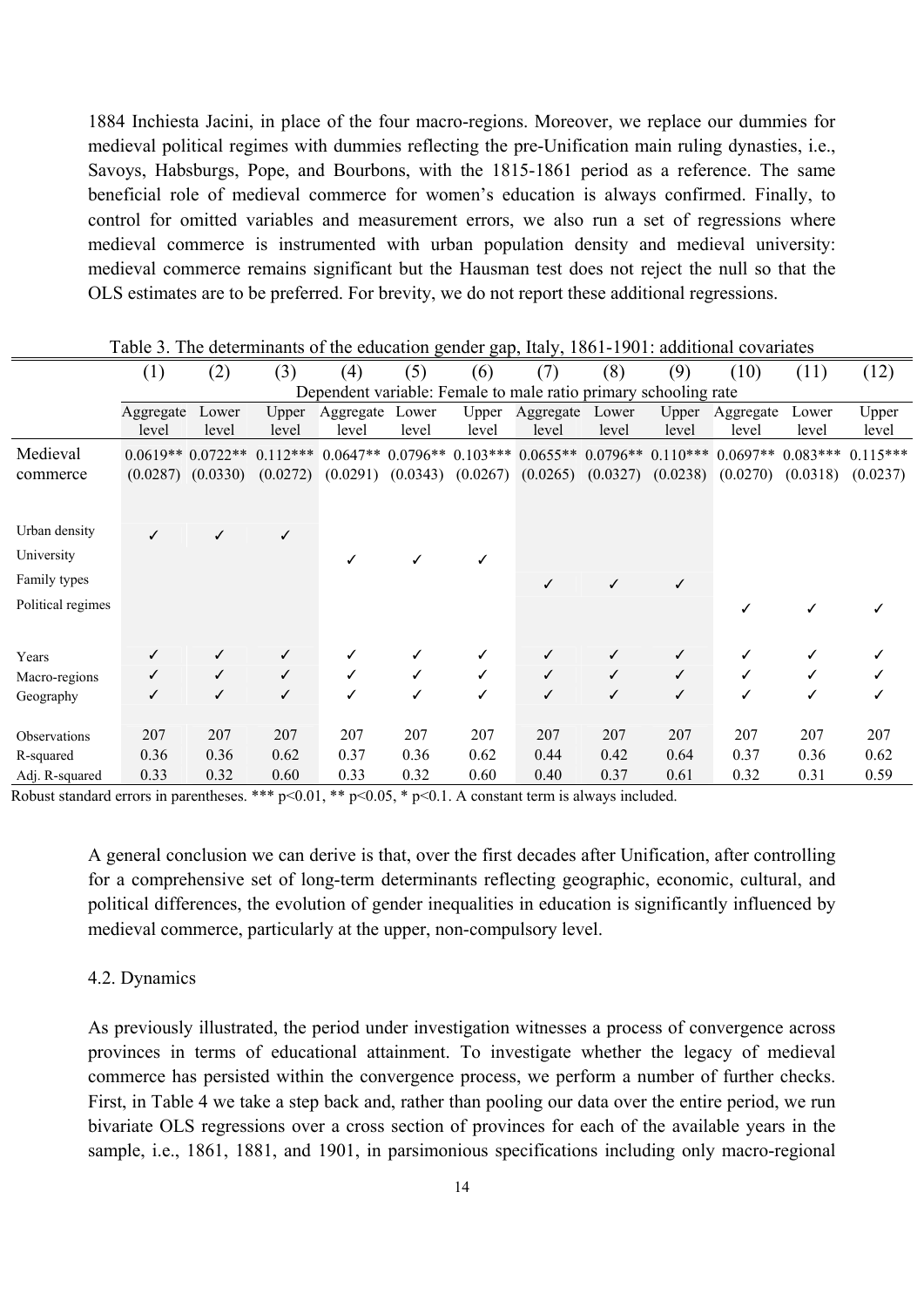1884 Inchiesta Jacini, in place of the four macro-regions. Moreover, we replace our dummies for medieval political regimes with dummies reflecting the pre-Unification main ruling dynasties, i.e., Savoys, Habsburgs, Pope, and Bourbons, with the 1815-1861 period as a reference. The same beneficial role of medieval commerce for women's education is always confirmed. Finally, to control for omitted variables and measurement errors, we also run a set of regressions where medieval commerce is instrumented with urban population density and medieval university: medieval commerce remains significant but the Hausman test does not reject the null so that the OLS estimates are to be preferred. For brevity, we do not report these additional regressions.

Table 3. The determinants of the education gender gap, Italy, 1861-1901: additional covariates

| | (1) | (2) | (3) | (4) | (5) | (6) | (7) | (8) | (9) | (10) | (11) | (12) |
|---|---|---|---|---|---|---|---|---|---|---|---|---|
| | Dependent variable: Female to male ratio primary schooling rate | | | | | | | | | | | |
| | Aggregate level | Lower level | Upper level | Aggregate level | Lower level | Upper level | Aggregate level | Lower level | Upper level | Aggregate level | Lower level | Upper level |
| Medieval commerce | 0.0619** | 0.0722** | 0.112*** | 0.0647** | 0.0796** | 0.103*** | 0.0655** | 0.0796** | 0.110*** | 0.0697** | 0.083*** | 0.115*** |
| | (0.0287) | (0.0330) | (0.0272) | (0.0291) | (0.0343) | (0.0267) | (0.0265) | (0.0327) | (0.0238) | (0.0270) | (0.0318) | (0.0237) |
| Urban density | ✓ | ✓ | ✓ | | | | | | | | | |
| University | | | | ✓ | ✓ | ✓ | | | | | | |
| Family types | | | | | | | ✓ | ✓ | ✓ | | | |
| Political regimes | | | | | | | | | | ✓ | ✓ | ✓ |
| Years | ✓ | ✓ | ✓ | ✓ | ✓ | ✓ | ✓ | ✓ | ✓ | ✓ | ✓ | ✓ |
| Macro-regions | ✓ | ✓ | ✓ | ✓ | ✓ | ✓ | ✓ | ✓ | ✓ | ✓ | ✓ | ✓ |
| Geography | ✓ | ✓ | ✓ | ✓ | ✓ | ✓ | ✓ | ✓ | ✓ | ✓ | ✓ | ✓ |
| Observations | 207 | 207 | 207 | 207 | 207 | 207 | 207 | 207 | 207 | 207 | 207 | 207 |
| R-squared | 0.36 | 0.36 | 0.62 | 0.37 | 0.36 | 0.62 | 0.44 | 0.42 | 0.64 | 0.37 | 0.36 | 0.62 |
| Adj. R-squared | 0.33 | 0.32 | 0.60 | 0.33 | 0.32 | 0.60 | 0.40 | 0.37 | 0.61 | 0.32 | 0.31 | 0.59 |

Robust standard errors in parentheses. *** p<0.01, ** p<0.05, * p<0.1. A constant term is always included.

A general conclusion we can derive is that, over the first decades after Unification, after controlling for a comprehensive set of long-term determinants reflecting geographic, economic, cultural, and political differences, the evolution of gender inequalities in education is significantly influenced by medieval commerce, particularly at the upper, non-compulsory level.

### 4.2. Dynamics

As previously illustrated, the period under investigation witnesses a process of convergence across provinces in terms of educational attainment. To investigate whether the legacy of medieval commerce has persisted within the convergence process, we perform a number of further checks. First, in Table 4 we take a step back and, rather than pooling our data over the entire period, we run bivariate OLS regressions over a cross section of provinces for each of the available years in the sample, i.e., 1861, 1881, and 1901, in parsimonious specifications including only macro-regional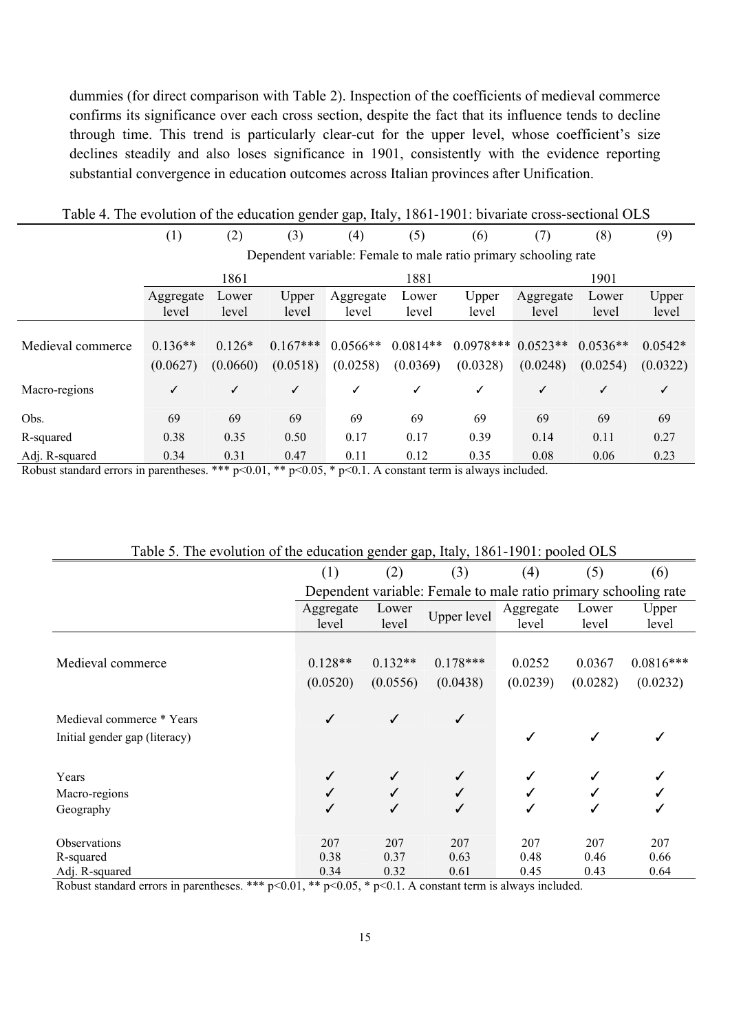dummies (for direct comparison with Table 2). Inspection of the coefficients of medieval commerce confirms its significance over each cross section, despite the fact that its influence tends to decline through time. This trend is particularly clear-cut for the upper level, whose coefficient's size declines steadily and also loses significance in 1901, consistently with the evidence reporting substantial convergence in education outcomes across Italian provinces after Unification.

Table 4. The evolution of the education gender gap, Italy, 1861-1901: bivariate cross-sectional OLS

| | (1) | (2) | (3) | (4) | (5) | (6) | (7) | (8) | (9) |
|---|---|---|---|---|---|---|---|---|---|
| | Dependent variable: Female to male ratio primary schooling rate | | | | | | | | |
| | 1861 | | | 1881 | | | 1901 | | |
| | Aggregate level | Lower level | Upper level | Aggregate level | Lower level | Upper level | Aggregate level | Lower level | Upper level |
| Medieval commerce | 0.136** | 0.126* | 0.167*** | 0.0566** | 0.0814** | 0.0978*** | 0.0523** | 0.0536** | 0.0542* |
| | (0.0627) | (0.0660) | (0.0518) | (0.0258) | (0.0369) | (0.0328) | (0.0248) | (0.0254) | (0.0322) |
| Macro-regions | ✓ | ✓ | ✓ | ✓ | ✓ | ✓ | ✓ | ✓ | ✓ |
| Obs. | 69 | 69 | 69 | 69 | 69 | 69 | 69 | 69 | 69 |
| R-squared | 0.38 | 0.35 | 0.50 | 0.17 | 0.17 | 0.39 | 0.14 | 0.11 | 0.27 |
| Adj. R-squared | 0.34 | 0.31 | 0.47 | 0.11 | 0.12 | 0.35 | 0.08 | 0.06 | 0.23 |

Robust standard errors in parentheses. *** p<0.01, ** p<0.05, * p<0.1. A constant term is always included.

Table 5. The evolution of the education gender gap, Italy, 1861-1901: pooled OLS

| | (1) | (2) | (3) | (4) | (5) | (6) |
|---|---|---|---|---|---|---|
| | Dependent variable: Female to male ratio primary schooling rate | | | | | |
| | Aggregate level | Lower level | Upper level | Aggregate level | Lower level | Upper level |
| Medieval commerce | 0.128** | 0.132** | 0.178*** | 0.0252 | 0.0367 | 0.0816*** |
| | (0.0520) | (0.0556) | (0.0438) | (0.0239) | (0.0282) | (0.0232) |
| Medieval commerce * Years | ✓ | ✓ | ✓ | | | |
| Initial gender gap (literacy) | | | | ✓ | ✓ | ✓ |
| Years | ✓ | ✓ | ✓ | ✓ | ✓ | ✓ |
| Macro-regions | ✓ | ✓ | ✓ | ✓ | ✓ | ✓ |
| Geography | ✓ | ✓ | ✓ | ✓ | ✓ | ✓ |
| Observations | 207 | 207 | 207 | 207 | 207 | 207 |
| R-squared | 0.38 | 0.37 | 0.63 | 0.48 | 0.46 | 0.66 |
| Adj. R-squared | 0.34 | 0.32 | 0.61 | 0.45 | 0.43 | 0.64 |

Robust standard errors in parentheses. *** p<0.01, ** p<0.05, * p<0.1. A constant term is always included.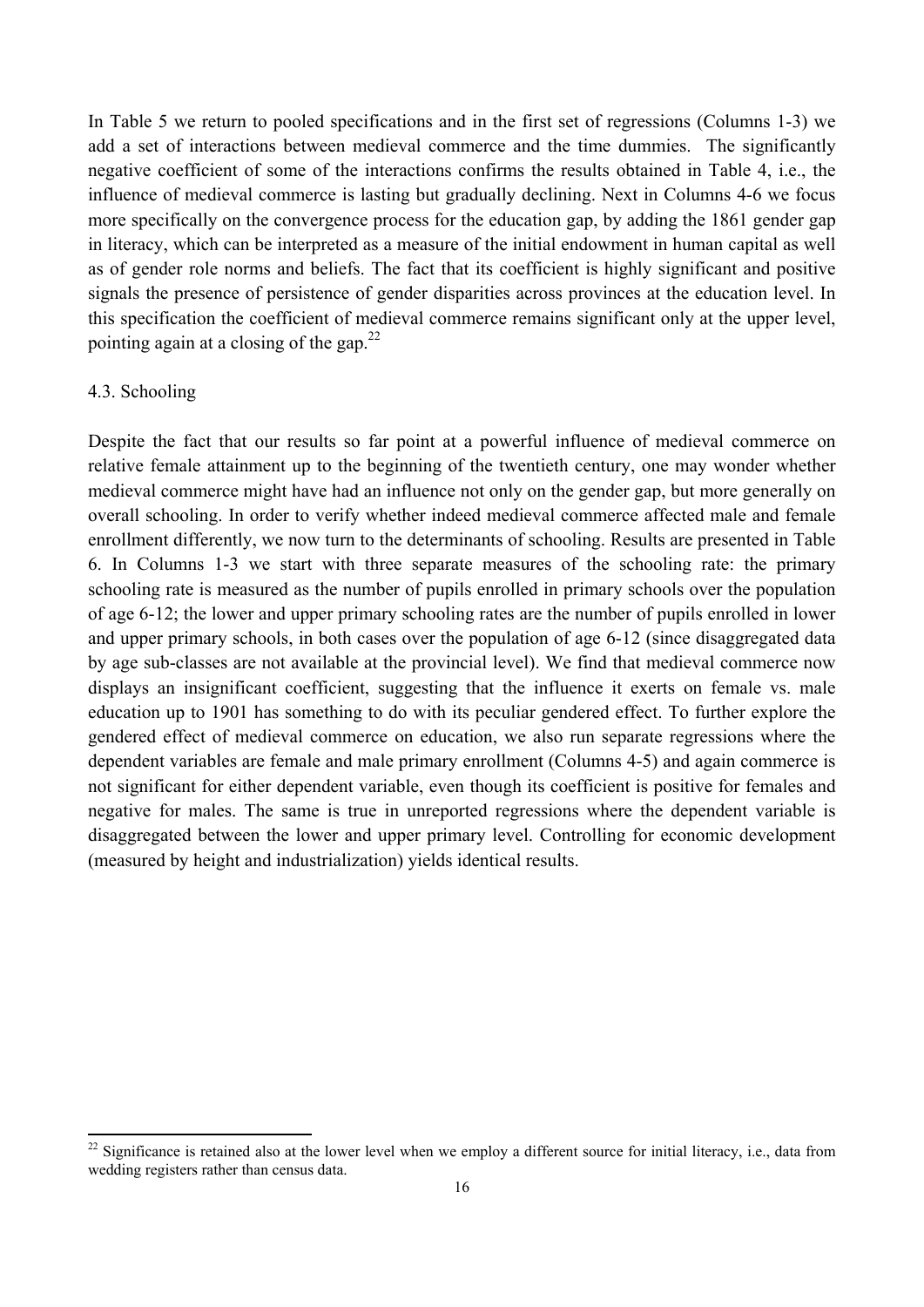In Table 5 we return to pooled specifications and in the first set of regressions (Columns 1-3) we add a set of interactions between medieval commerce and the time dummies. The significantly negative coefficient of some of the interactions confirms the results obtained in Table 4, i.e., the influence of medieval commerce is lasting but gradually declining. Next in Columns 4-6 we focus more specifically on the convergence process for the education gap, by adding the 1861 gender gap in literacy, which can be interpreted as a measure of the initial endowment in human capital as well as of gender role norms and beliefs. The fact that its coefficient is highly significant and positive signals the presence of persistence of gender disparities across provinces at the education level. In this specification the coefficient of medieval commerce remains significant only at the upper level, pointing again at a closing of the gap.[22]

### 4.3. Schooling

Despite the fact that our results so far point at a powerful influence of medieval commerce on relative female attainment up to the beginning of the twentieth century, one may wonder whether medieval commerce might have had an influence not only on the gender gap, but more generally on overall schooling. In order to verify whether indeed medieval commerce affected male and female enrollment differently, we now turn to the determinants of schooling. Results are presented in Table 6. In Columns 1-3 we start with three separate measures of the schooling rate: the primary schooling rate is measured as the number of pupils enrolled in primary schools over the population of age 6-12; the lower and upper primary schooling rates are the number of pupils enrolled in lower and upper primary schools, in both cases over the population of age 6-12 (since disaggregated data by age sub-classes are not available at the provincial level). We find that medieval commerce now displays an insignificant coefficient, suggesting that the influence it exerts on female vs. male education up to 1901 has something to do with its peculiar gendered effect. To further explore the gendered effect of medieval commerce on education, we also run separate regressions where the dependent variables are female and male primary enrollment (Columns 4-5) and again commerce is not significant for either dependent variable, even though its coefficient is positive for females and negative for males. The same is true in unreported regressions where the dependent variable is disaggregated between the lower and upper primary level. Controlling for economic development (measured by height and industrialization) yields identical results.

---

[22] Significance is retained also at the lower level when we employ a different source for initial literacy, i.e., data from wedding registers rather than census data.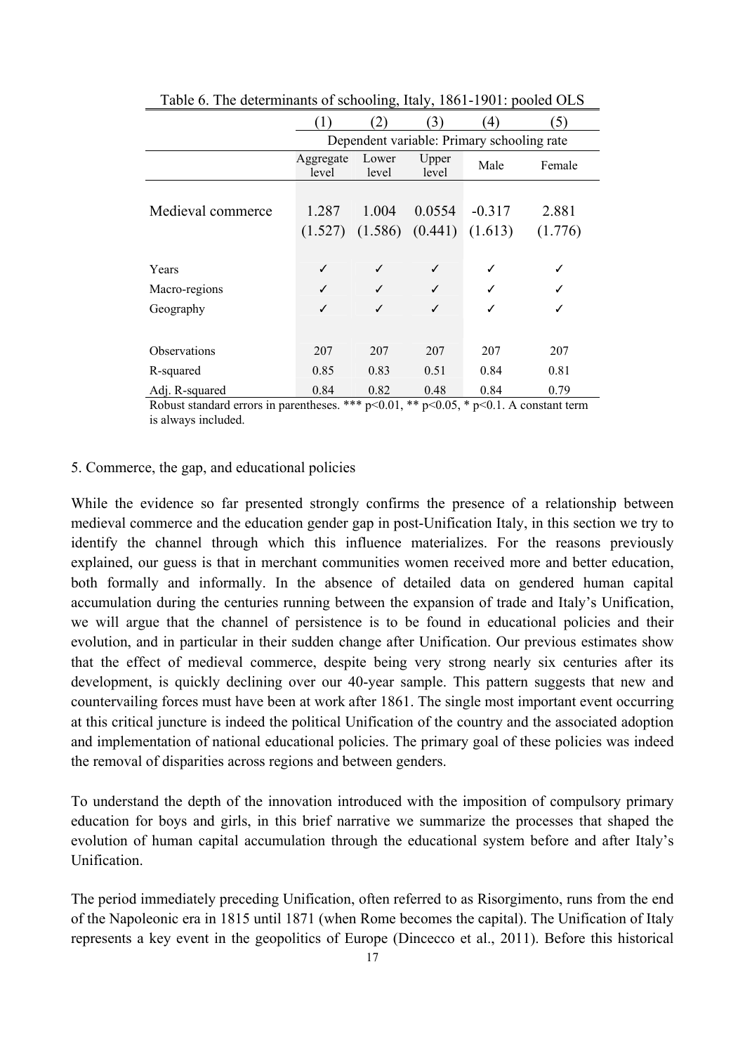Table 6. The determinants of schooling, Italy, 1861-1901: pooled OLS

| | (1) | (2) | (3) | (4) | (5) |
|---|---|---|---|---|---|
| | Dependent variable: Primary schooling rate | | | | |
| | Aggregate level | Lower level | Upper level | Male | Female |
| Medieval commerce | 1.287 | 1.004 | 0.0554 | -0.317 | 2.881 |
| | (1.527) | (1.586) | (0.441) | (1.613) | (1.776) |
| Years | ✓ | ✓ | ✓ | ✓ | ✓ |
| Macro-regions | ✓ | ✓ | ✓ | ✓ | ✓ |
| Geography | ✓ | ✓ | ✓ | ✓ | ✓ |
| Observations | 207 | 207 | 207 | 207 | 207 |
| R-squared | 0.85 | 0.83 | 0.51 | 0.84 | 0.81 |
| Adj. R-squared | 0.84 | 0.82 | 0.48 | 0.84 | 0.79 |

Robust standard errors in parentheses. *** $p<0.01$, ** $p<0.05$, * $p<0.1$. A constant term is always included.

## 5. Commerce, the gap, and educational policies

While the evidence so far presented strongly confirms the presence of a relationship between medieval commerce and the education gender gap in post-Unification Italy, in this section we try to identify the channel through which this influence materializes. For the reasons previously explained, our guess is that in merchant communities women received more and better education, both formally and informally. In the absence of detailed data on gendered human capital accumulation during the centuries running between the expansion of trade and Italy's Unification, we will argue that the channel of persistence is to be found in educational policies and their evolution, and in particular in their sudden change after Unification. Our previous estimates show that the effect of medieval commerce, despite being very strong nearly six centuries after its development, is quickly declining over our 40-year sample. This pattern suggests that new and countervailing forces must have been at work after 1861. The single most important event occurring at this critical juncture is indeed the political Unification of the country and the associated adoption and implementation of national educational policies. The primary goal of these policies was indeed the removal of disparities across regions and between genders.

To understand the depth of the innovation introduced with the imposition of compulsory primary education for boys and girls, in this brief narrative we summarize the processes that shaped the evolution of human capital accumulation through the educational system before and after Italy's Unification.

The period immediately preceding Unification, often referred to as Risorgimento, runs from the end of the Napoleonic era in 1815 until 1871 (when Rome becomes the capital). The Unification of Italy represents a key event in the geopolitics of Europe (Dincecco et al., 2011). Before this historical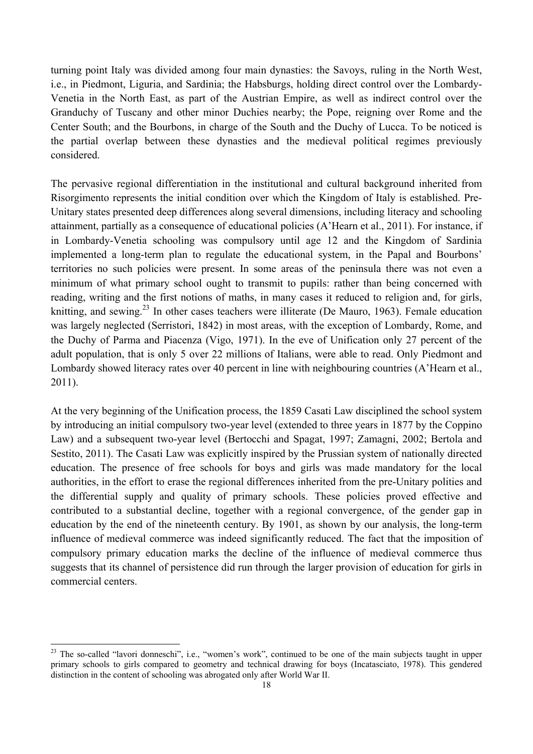turning point Italy was divided among four main dynasties: the Savoys, ruling in the North West, i.e., in Piedmont, Liguria, and Sardinia; the Habsburgs, holding direct control over the Lombardy-Venetia in the North East, as part of the Austrian Empire, as well as indirect control over the Granduchy of Tuscany and other minor Duchies nearby; the Pope, reigning over Rome and the Center South; and the Bourbons, in charge of the South and the Duchy of Lucca. To be noticed is the partial overlap between these dynasties and the medieval political regimes previously considered.

The pervasive regional differentiation in the institutional and cultural background inherited from Risorgimento represents the initial condition over which the Kingdom of Italy is established. Pre-Unitary states presented deep differences along several dimensions, including literacy and schooling attainment, partially as a consequence of educational policies (A'Hearn et al., 2011). For instance, if in Lombardy-Venetia schooling was compulsory until age 12 and the Kingdom of Sardinia implemented a long-term plan to regulate the educational system, in the Papal and Bourbons' territories no such policies were present. In some areas of the peninsula there was not even a minimum of what primary school ought to transmit to pupils: rather than being concerned with reading, writing and the first notions of maths, in many cases it reduced to religion and, for girls, knitting, and sewing.[23] In other cases teachers were illiterate (De Mauro, 1963). Female education was largely neglected (Serristori, 1842) in most areas, with the exception of Lombardy, Rome, and the Duchy of Parma and Piacenza (Vigo, 1971). In the eve of Unification only 27 percent of the adult population, that is only 5 over 22 millions of Italians, were able to read. Only Piedmont and Lombardy showed literacy rates over 40 percent in line with neighbouring countries (A'Hearn et al., 2011).

At the very beginning of the Unification process, the 1859 Casati Law disciplined the school system by introducing an initial compulsory two-year level (extended to three years in 1877 by the Coppino Law) and a subsequent two-year level (Bertocchi and Spagat, 1997; Zamagni, 2002; Bertola and Sestito, 2011). The Casati Law was explicitly inspired by the Prussian system of nationally directed education. The presence of free schools for boys and girls was made mandatory for the local authorities, in the effort to erase the regional differences inherited from the pre-Unitary polities and the differential supply and quality of primary schools. These policies proved effective and contributed to a substantial decline, together with a regional convergence, of the gender gap in education by the end of the nineteenth century. By 1901, as shown by our analysis, the long-term influence of medieval commerce was indeed significantly reduced. The fact that the imposition of compulsory primary education marks the decline of the influence of medieval commerce thus suggests that its channel of persistence did run through the larger provision of education for girls in commercial centers.

[23] The so-called "lavori donneschi", i.e., "women's work", continued to be one of the main subjects taught in upper primary schools to girls compared to geometry and technical drawing for boys (Incatasciato, 1978). This gendered distinction in the content of schooling was abrogated only after World War II.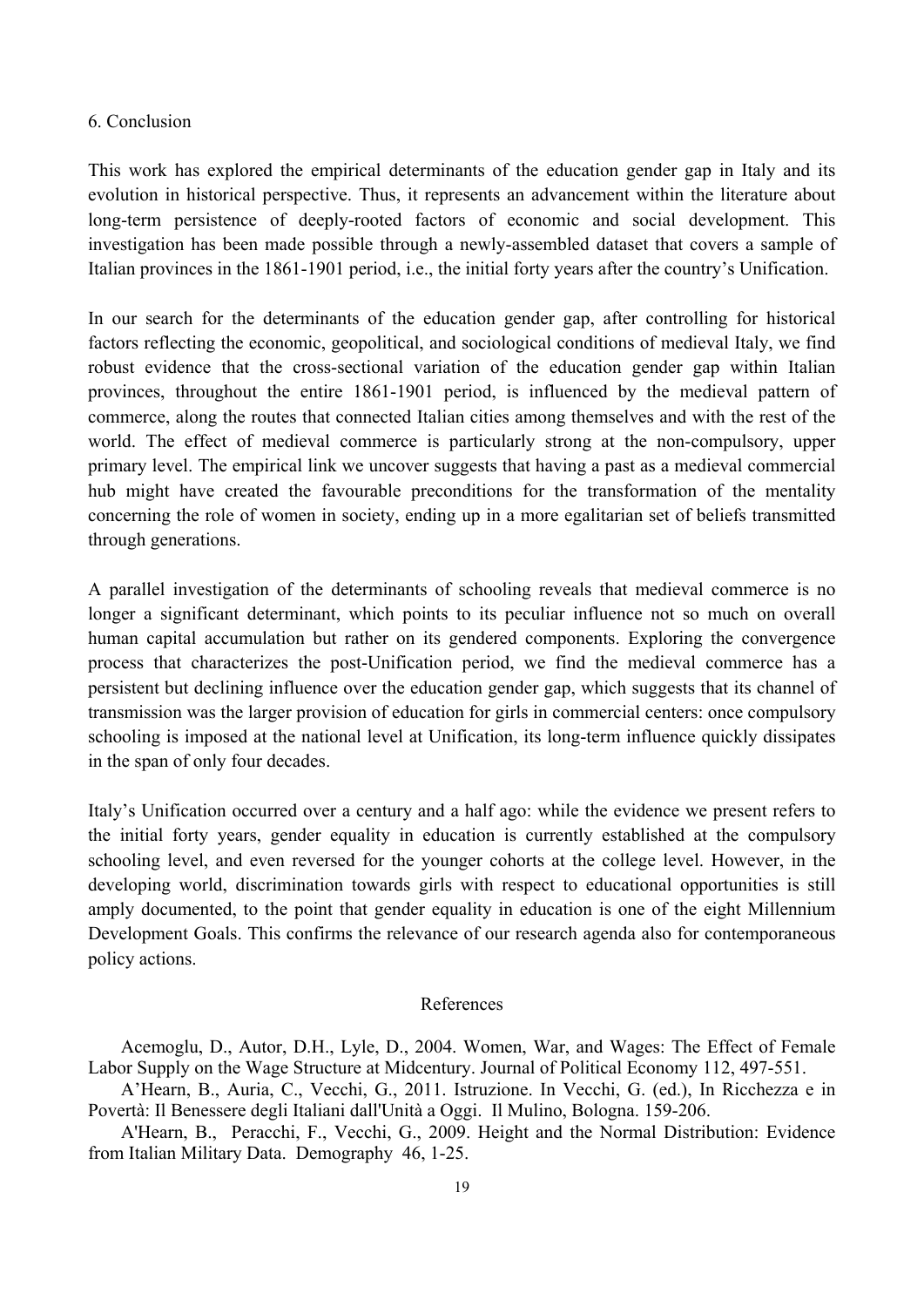## 6. Conclusion

This work has explored the empirical determinants of the education gender gap in Italy and its evolution in historical perspective. Thus, it represents an advancement within the literature about long-term persistence of deeply-rooted factors of economic and social development. This investigation has been made possible through a newly-assembled dataset that covers a sample of Italian provinces in the 1861-1901 period, i.e., the initial forty years after the country's Unification.

In our search for the determinants of the education gender gap, after controlling for historical factors reflecting the economic, geopolitical, and sociological conditions of medieval Italy, we find robust evidence that the cross-sectional variation of the education gender gap within Italian provinces, throughout the entire 1861-1901 period, is influenced by the medieval pattern of commerce, along the routes that connected Italian cities among themselves and with the rest of the world. The effect of medieval commerce is particularly strong at the non-compulsory, upper primary level. The empirical link we uncover suggests that having a past as a medieval commercial hub might have created the favourable preconditions for the transformation of the mentality concerning the role of women in society, ending up in a more egalitarian set of beliefs transmitted through generations.

A parallel investigation of the determinants of schooling reveals that medieval commerce is no longer a significant determinant, which points to its peculiar influence not so much on overall human capital accumulation but rather on its gendered components. Exploring the convergence process that characterizes the post-Unification period, we find the medieval commerce has a persistent but declining influence over the education gender gap, which suggests that its channel of transmission was the larger provision of education for girls in commercial centers: once compulsory schooling is imposed at the national level at Unification, its long-term influence quickly dissipates in the span of only four decades.

Italy's Unification occurred over a century and a half ago: while the evidence we present refers to the initial forty years, gender equality in education is currently established at the compulsory schooling level, and even reversed for the younger cohorts at the college level. However, in the developing world, discrimination towards girls with respect to educational opportunities is still amply documented, to the point that gender equality in education is one of the eight Millennium Development Goals. This confirms the relevance of our research agenda also for contemporaneous policy actions.

## References

Acemoglu, D., Autor, D.H., Lyle, D., 2004. Women, War, and Wages: The Effect of Female Labor Supply on the Wage Structure at Midcentury. Journal of Political Economy 112, 497-551.

A'Hearn, B., Auria, C., Vecchi, G., 2011. Istruzione. In Vecchi, G. (ed.), In Ricchezza e in Povertà: Il Benessere degli Italiani dall'Unità a Oggi. Il Mulino, Bologna. 159-206.

A'Hearn, B., Peracchi, F., Vecchi, G., 2009. Height and the Normal Distribution: Evidence from Italian Military Data. Demography 46, 1-25.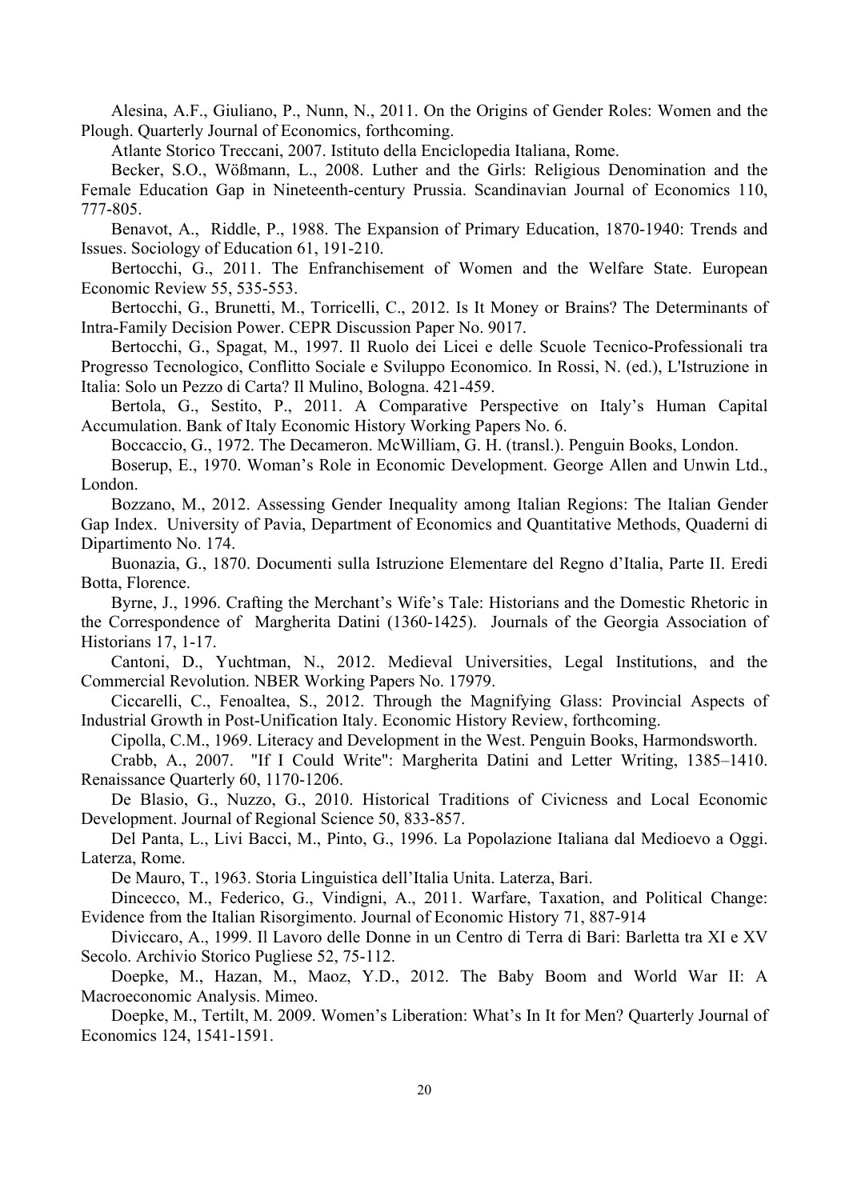Alesina, A.F., Giuliano, P., Nunn, N., 2011. On the Origins of Gender Roles: Women and the Plough. Quarterly Journal of Economics, forthcoming.

Atlante Storico Treccani, 2007. Istituto della Enciclopedia Italiana, Rome.

Becker, S.O., Wößmann, L., 2008. Luther and the Girls: Religious Denomination and the Female Education Gap in Nineteenth-century Prussia. Scandinavian Journal of Economics 110, 777-805.

Benavot, A., Riddle, P., 1988. The Expansion of Primary Education, 1870-1940: Trends and Issues. Sociology of Education 61, 191-210.

Bertocchi, G., 2011. The Enfranchisement of Women and the Welfare State. European Economic Review 55, 535-553.

Bertocchi, G., Brunetti, M., Torricelli, C., 2012. Is It Money or Brains? The Determinants of Intra-Family Decision Power. CEPR Discussion Paper No. 9017.

Bertocchi, G., Spagat, M., 1997. Il Ruolo dei Licei e delle Scuole Tecnico-Professionali tra Progresso Tecnologico, Conflitto Sociale e Sviluppo Economico. In Rossi, N. (ed.), L'Istruzione in Italia: Solo un Pezzo di Carta? Il Mulino, Bologna. 421-459.

Bertola, G., Sestito, P., 2011. A Comparative Perspective on Italy's Human Capital Accumulation. Bank of Italy Economic History Working Papers No. 6.

Boccaccio, G., 1972. The Decameron. McWilliam, G. H. (transl.). Penguin Books, London.

Boserup, E., 1970. Woman's Role in Economic Development. George Allen and Unwin Ltd., London.

Bozzano, M., 2012. Assessing Gender Inequality among Italian Regions: The Italian Gender Gap Index. University of Pavia, Department of Economics and Quantitative Methods, Quaderni di Dipartimento No. 174.

Buonazia, G., 1870. Documenti sulla Istruzione Elementare del Regno d'Italia, Parte II. Eredi Botta, Florence.

Byrne, J., 1996. Crafting the Merchant's Wife's Tale: Historians and the Domestic Rhetoric in the Correspondence of Margherita Datini (1360-1425). Journals of the Georgia Association of Historians 17, 1-17.

Cantoni, D., Yuchtman, N., 2012. Medieval Universities, Legal Institutions, and the Commercial Revolution. NBER Working Papers No. 17979.

Ciccarelli, C., Fenoaltea, S., 2012. Through the Magnifying Glass: Provincial Aspects of Industrial Growth in Post-Unification Italy. Economic History Review, forthcoming.

Cipolla, C.M., 1969. Literacy and Development in the West. Penguin Books, Harmondsworth.

Crabb, A., 2007. "If I Could Write": Margherita Datini and Letter Writing, 1385–1410. Renaissance Quarterly 60, 1170-1206.

De Blasio, G., Nuzzo, G., 2010. Historical Traditions of Civicness and Local Economic Development. Journal of Regional Science 50, 833-857.

Del Panta, L., Livi Bacci, M., Pinto, G., 1996. La Popolazione Italiana dal Medioevo a Oggi. Laterza, Rome.

De Mauro, T., 1963. Storia Linguistica dell'Italia Unita. Laterza, Bari.

Dincecco, M., Federico, G., Vindigni, A., 2011. Warfare, Taxation, and Political Change: Evidence from the Italian Risorgimento. Journal of Economic History 71, 887-914

Diviccaro, A., 1999. Il Lavoro delle Donne in un Centro di Terra di Bari: Barletta tra XI e XV Secolo. Archivio Storico Pugliese 52, 75-112.

Doepke, M., Hazan, M., Maoz, Y.D., 2012. The Baby Boom and World War II: A Macroeconomic Analysis. Mimeo.

Doepke, M., Tertilt, M. 2009. Women's Liberation: What's In It for Men? Quarterly Journal of Economics 124, 1541-1591.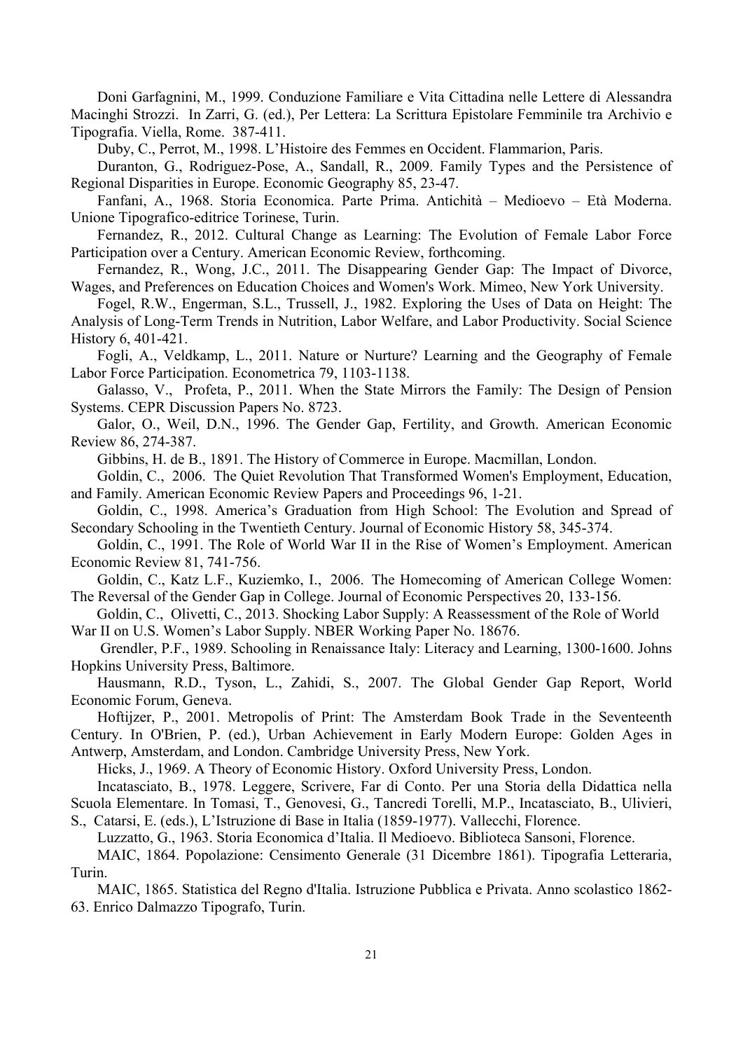Doni Garfagnini, M., 1999. Conduzione Familiare e Vita Cittadina nelle Lettere di Alessandra Macinghi Strozzi. In Zarri, G. (ed.), Per Lettera: La Scrittura Epistolare Femminile tra Archivio e Tipografia. Viella, Rome. 387-411.

Duby, C., Perrot, M., 1998. L'Histoire des Femmes en Occident. Flammarion, Paris.

Duranton, G., Rodriguez-Pose, A., Sandall, R., 2009. Family Types and the Persistence of Regional Disparities in Europe. Economic Geography 85, 23-47.

Fanfani, A., 1968. Storia Economica. Parte Prima. Antichità – Medioevo – Età Moderna. Unione Tipografico-editrice Torinese, Turin.

Fernandez, R., 2012. Cultural Change as Learning: The Evolution of Female Labor Force Participation over a Century. American Economic Review, forthcoming.

Fernandez, R., Wong, J.C., 2011. The Disappearing Gender Gap: The Impact of Divorce, Wages, and Preferences on Education Choices and Women's Work. Mimeo, New York University.

Fogel, R.W., Engerman, S.L., Trussell, J., 1982. Exploring the Uses of Data on Height: The Analysis of Long-Term Trends in Nutrition, Labor Welfare, and Labor Productivity. Social Science History 6, 401-421.

Fogli, A., Veldkamp, L., 2011. Nature or Nurture? Learning and the Geography of Female Labor Force Participation. Econometrica 79, 1103-1138.

Galasso, V., Profeta, P., 2011. When the State Mirrors the Family: The Design of Pension Systems. CEPR Discussion Papers No. 8723.

Galor, O., Weil, D.N., 1996. The Gender Gap, Fertility, and Growth. American Economic Review 86, 274-387.

Gibbins, H. de B., 1891. The History of Commerce in Europe. Macmillan, London.

Goldin, C., 2006. The Quiet Revolution That Transformed Women's Employment, Education, and Family. American Economic Review Papers and Proceedings 96, 1-21.

Goldin, C., 1998. America's Graduation from High School: The Evolution and Spread of Secondary Schooling in the Twentieth Century. Journal of Economic History 58, 345-374.

Goldin, C., 1991. The Role of World War II in the Rise of Women's Employment. American Economic Review 81, 741-756.

Goldin, C., Katz L.F., Kuziemko, I., 2006. The Homecoming of American College Women: The Reversal of the Gender Gap in College. Journal of Economic Perspectives 20, 133-156.

Goldin, C., Olivetti, C., 2013. Shocking Labor Supply: A Reassessment of the Role of World War II on U.S. Women's Labor Supply. NBER Working Paper No. 18676.

Grendler, P.F., 1989. Schooling in Renaissance Italy: Literacy and Learning, 1300-1600. Johns Hopkins University Press, Baltimore.

Hausmann, R.D., Tyson, L., Zahidi, S., 2007. The Global Gender Gap Report, World Economic Forum, Geneva.

Hoftijzer, P., 2001. Metropolis of Print: The Amsterdam Book Trade in the Seventeenth Century. In O'Brien, P. (ed.), Urban Achievement in Early Modern Europe: Golden Ages in Antwerp, Amsterdam, and London. Cambridge University Press, New York.

Hicks, J., 1969. A Theory of Economic History. Oxford University Press, London.

Incatasciato, B., 1978. Leggere, Scrivere, Far di Conto. Per una Storia della Didattica nella Scuola Elementare. In Tomasi, T., Genovesi, G., Tancredi Torelli, M.P., Incatasciato, B., Ulivieri, S., Catarsi, E. (eds.), L'Istruzione di Base in Italia (1859-1977). Vallecchi, Florence.

Luzzatto, G., 1963. Storia Economica d'Italia. Il Medioevo. Biblioteca Sansoni, Florence.

MAIC, 1864. Popolazione: Censimento Generale (31 Dicembre 1861). Tipografia Letteraria, Turin.

MAIC, 1865. Statistica del Regno d'Italia. Istruzione Pubblica e Privata. Anno scolastico 1862-63. Enrico Dalmazzo Tipografo, Turin.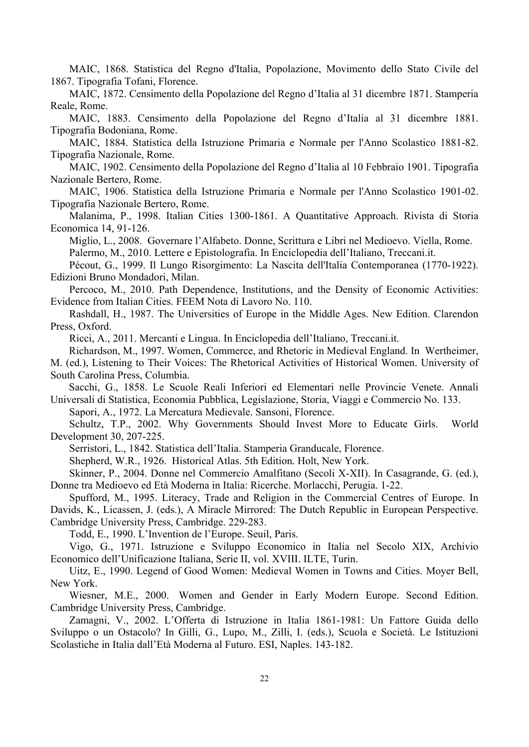MAIC, 1868. Statistica del Regno d'Italia, Popolazione, Movimento dello Stato Civile del 1867. Tipografia Tofani, Florence.

MAIC, 1872. Censimento della Popolazione del Regno d'Italia al 31 dicembre 1871. Stamperia Reale, Rome.

MAIC, 1883. Censimento della Popolazione del Regno d'Italia al 31 dicembre 1881. Tipografia Bodoniana, Rome.

MAIC, 1884. Statistica della Istruzione Primaria e Normale per l'Anno Scolastico 1881-82. Tipografia Nazionale, Rome.

MAIC, 1902. Censimento della Popolazione del Regno d'Italia al 10 Febbraio 1901. Tipografia Nazionale Bertero, Rome.

MAIC, 1906. Statistica della Istruzione Primaria e Normale per l'Anno Scolastico 1901-02. Tipografia Nazionale Bertero, Rome.

Malanima, P., 1998. Italian Cities 1300-1861. A Quantitative Approach. Rivista di Storia Economica 14, 91-126.

Miglio, L., 2008. Governare l'Alfabeto. Donne, Scrittura e Libri nel Medioevo. Viella, Rome.

Palermo, M., 2010. Lettere e Epistolografia. In Enciclopedia dell'Italiano, Treccani.it.

Pécout, G., 1999. Il Lungo Risorgimento: La Nascita dell'Italia Contemporanea (1770-1922). Edizioni Bruno Mondadori, Milan.

Percoco, M., 2010. Path Dependence, Institutions, and the Density of Economic Activities: Evidence from Italian Cities. FEEM Nota di Lavoro No. 110.

Rashdall, H., 1987. The Universities of Europe in the Middle Ages. New Edition. Clarendon Press, Oxford.

Ricci, A., 2011. Mercanti e Lingua. In Enciclopedia dell'Italiano, Treccani.it.

Richardson, M., 1997. Women, Commerce, and Rhetoric in Medieval England. In Wertheimer, M. (ed.), Listening to Their Voices: The Rhetorical Activities of Historical Women. University of South Carolina Press, Columbia.

Sacchi, G., 1858. Le Scuole Reali Inferiori ed Elementari nelle Provincie Venete. Annali Universali di Statistica, Economia Pubblica, Legislazione, Storia, Viaggi e Commercio No. 133.

Sapori, A., 1972. La Mercatura Medievale. Sansoni, Florence.

Schultz, T.P., 2002. Why Governments Should Invest More to Educate Girls. World Development 30, 207-225.

Serristori, L., 1842. Statistica dell'Italia. Stamperia Granducale, Florence.

Shepherd, W.R., 1926. Historical Atlas. 5th Edition*.* Holt, New York.

Skinner, P., 2004. Donne nel Commercio Amalfitano (Secoli X-XII). In Casagrande, G. (ed.), Donne tra Medioevo ed Età Moderna in Italia: Ricerche. Morlacchi, Perugia. 1-22.

Spufford, M., 1995. Literacy, Trade and Religion in the Commercial Centres of Europe. In Davids, K., Licassen, J. (eds.), A Miracle Mirrored: The Dutch Republic in European Perspective. Cambridge University Press, Cambridge. 229-283.

Todd, E., 1990. L'Invention de l'Europe. Seuil, Paris.

Vigo, G., 1971. Istruzione e Sviluppo Economico in Italia nel Secolo XIX, Archivio Economico dell'Unificazione Italiana, Serie II, vol. XVIII. ILTE, Turin.

Uitz, E., 1990. Legend of Good Women: Medieval Women in Towns and Cities. Moyer Bell, New York.

Wiesner, M.E., 2000. Women and Gender in Early Modern Europe. Second Edition. Cambridge University Press, Cambridge.

Zamagni, V., 2002. L'Offerta di Istruzione in Italia 1861-1981: Un Fattore Guida dello Sviluppo o un Ostacolo? In Gilli, G., Lupo, M., Zilli, I. (eds.), Scuola e Società. Le Istituzioni Scolastiche in Italia dall'Età Moderna al Futuro. ESI, Naples. 143-182.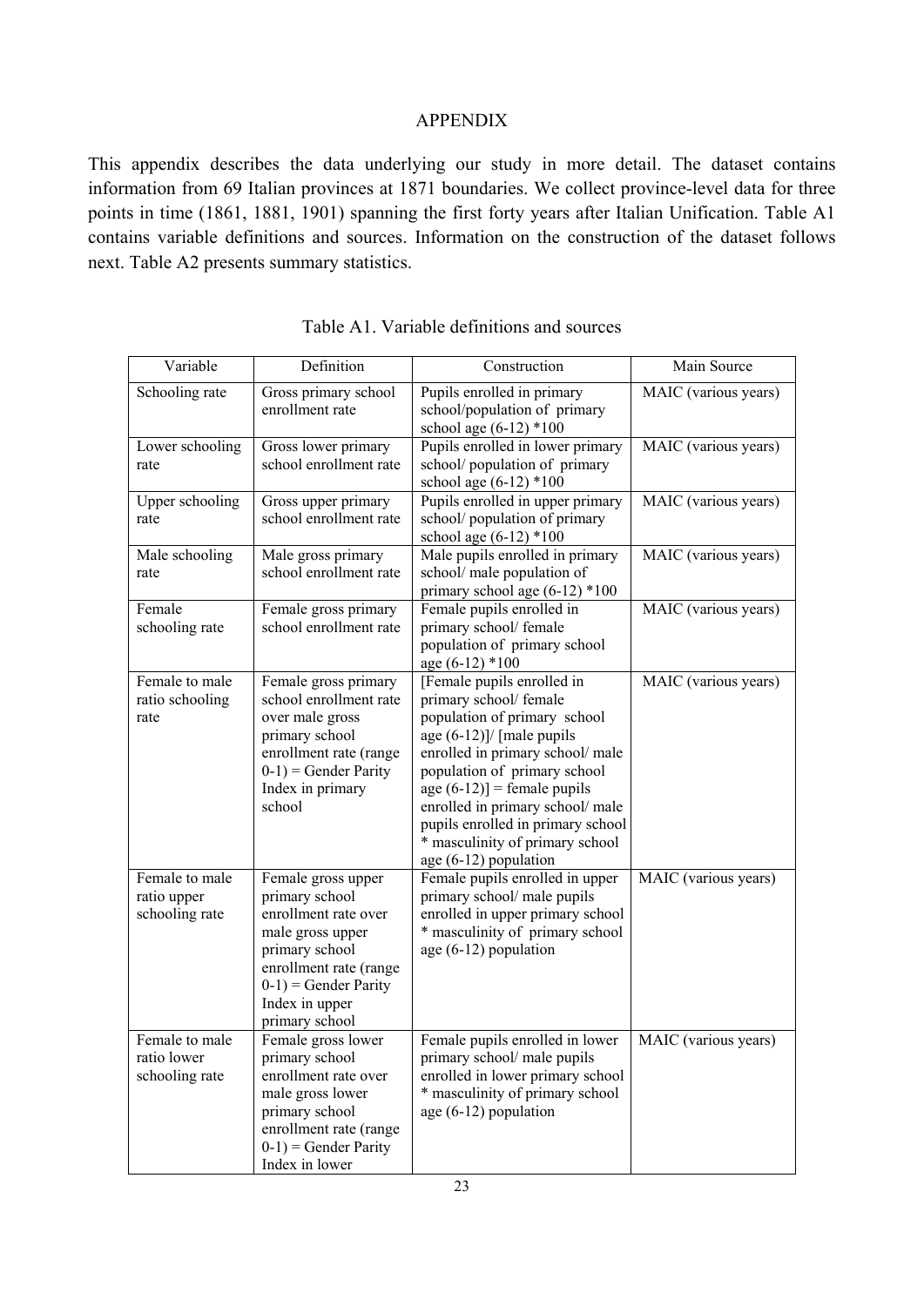# APPENDIX

This appendix describes the data underlying our study in more detail. The dataset contains information from 69 Italian provinces at 1871 boundaries. We collect province-level data for three points in time (1861, 1881, 1901) spanning the first forty years after Italian Unification. Table A1 contains variable definitions and sources. Information on the construction of the dataset follows next. Table A2 presents summary statistics.

Table A1. Variable definitions and sources

| Variable | Definition | Construction | Main Source |
|---|---|---|---|
| Schooling rate | Gross primary school enrollment rate | Pupils enrolled in primary school/population of primary school age (6-12) *100 | MAIC (various years) |
| Lower schooling rate | Gross lower primary school enrollment rate | Pupils enrolled in lower primary school/ population of primary school age (6-12) *100 | MAIC (various years) |
| Upper schooling rate | Gross upper primary school enrollment rate | Pupils enrolled in upper primary school/ population of primary school age (6-12) *100 | MAIC (various years) |
| Male schooling rate | Male gross primary school enrollment rate | Male pupils enrolled in primary school/ male population of primary school age (6-12) *100 | MAIC (various years) |
| Female schooling rate | Female gross primary school enrollment rate | Female pupils enrolled in primary school/ female population of primary school age (6-12) *100 | MAIC (various years) |
| Female to male ratio schooling rate | Female gross primary school enrollment rate over male gross primary school enrollment rate (range 0-1) = Gender Parity Index in primary school | [Female pupils enrolled in primary school/ female population of primary school age (6-12)]/ [male pupils enrolled in primary school/ male population of primary school age (6-12)] = female pupils enrolled in primary school/ male pupils enrolled in primary school * masculinity of primary school age (6-12) population | MAIC (various years) |
| Female to male ratio upper schooling rate | Female gross upper primary school enrollment rate over male gross upper primary school enrollment rate (range 0-1) = Gender Parity Index in upper primary school | Female pupils enrolled in upper primary school/ male pupils enrolled in upper primary school * masculinity of primary school age (6-12) population | MAIC (various years) |
| Female to male ratio lower schooling rate | Female gross lower primary school enrollment rate over male gross lower primary school enrollment rate (range 0-1) = Gender Parity Index in lower | Female pupils enrolled in lower primary school/ male pupils enrolled in lower primary school * masculinity of primary school age (6-12) population | MAIC (various years) |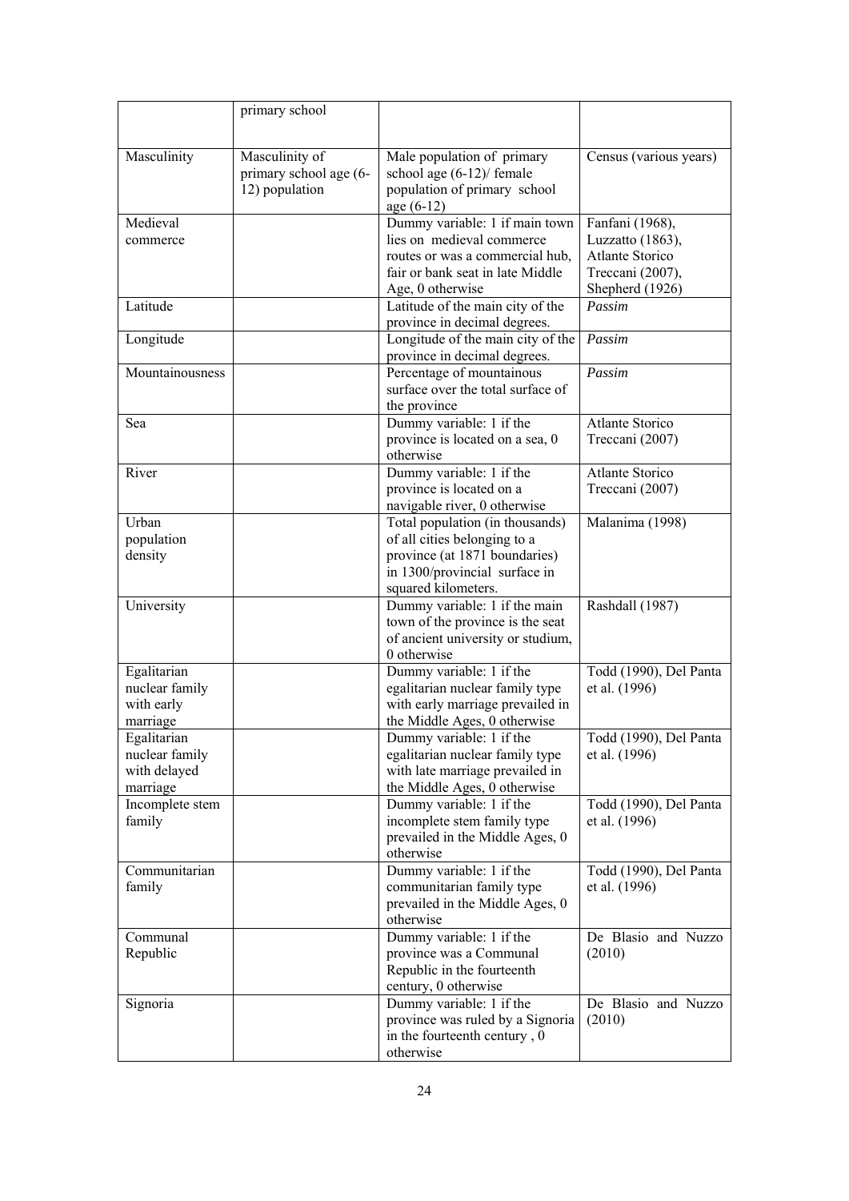| | | | |
|---|---|---|---|
| | primary school | | |
| Masculinity | Masculinity of primary school age (6-12) population | Male population of primary school age (6-12)/ female population of primary school age (6-12) | Census (various years) |
| Medieval commerce | | Dummy variable: 1 if main town lies on medieval commerce routes or was a commercial hub, fair or bank seat in late Middle Age, 0 otherwise | Fanfani (1968), Luzzatto (1863), Atlante Storico Treccani (2007), Shepherd (1926) |
| Latitude | | Latitude of the main city of the province in decimal degrees. | *Passim* |
| Longitude | | Longitude of the main city of the province in decimal degrees. | *Passim* |
| Mountainousness | | Percentage of mountainous surface over the total surface of the province | *Passim* |
| Sea | | Dummy variable: 1 if the province is located on a sea, 0 otherwise | Atlante Storico Treccani (2007) |
| River | | Dummy variable: 1 if the province is located on a navigable river, 0 otherwise | Atlante Storico Treccani (2007) |
| Urban population density | | Total population (in thousands) of all cities belonging to a province (at 1871 boundaries) in 1300/provincial surface in squared kilometers. | Malanima (1998) |
| University | | Dummy variable: 1 if the main town of the province is the seat of ancient university or studium, 0 otherwise | Rashdall (1987) |
| Egalitarian nuclear family with early marriage | | Dummy variable: 1 if the egalitarian nuclear family type with early marriage prevailed in the Middle Ages, 0 otherwise | Todd (1990), Del Panta et al. (1996) |
| Egalitarian nuclear family with delayed marriage | | Dummy variable: 1 if the egalitarian nuclear family type with late marriage prevailed in the Middle Ages, 0 otherwise | Todd (1990), Del Panta et al. (1996) |
| Incomplete stem family | | Dummy variable: 1 if the incomplete stem family type prevailed in the Middle Ages, 0 otherwise | Todd (1990), Del Panta et al. (1996) |
| Communitarian family | | Dummy variable: 1 if the communitarian family type prevailed in the Middle Ages, 0 otherwise | Todd (1990), Del Panta et al. (1996) |
| Communal Republic | | Dummy variable: 1 if the province was a Communal Republic in the fourteenth century, 0 otherwise | De Blasio and Nuzzo (2010) |
| Signoria | | Dummy variable: 1 if the province was ruled by a Signoria in the fourteenth century , 0 otherwise | De Blasio and Nuzzo (2010) |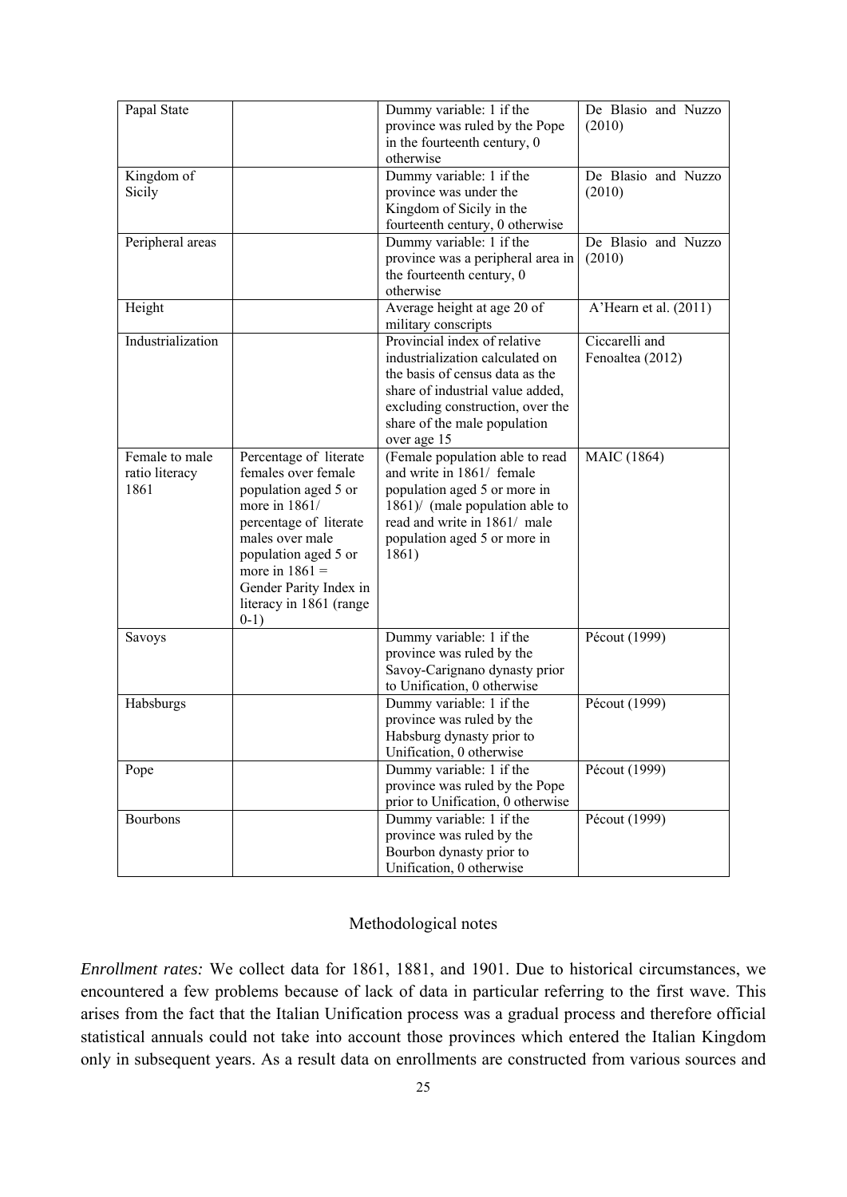| | | | |
|---|---|---|---|
| Papal State | | Dummy variable: 1 if the province was ruled by the Pope in the fourteenth century, 0 otherwise | De Blasio and Nuzzo (2010) |
| Kingdom of Sicily | | Dummy variable: 1 if the province was under the Kingdom of Sicily in the fourteenth century, 0 otherwise | De Blasio and Nuzzo (2010) |
| Peripheral areas | | Dummy variable: 1 if the province was a peripheral area in the fourteenth century, 0 otherwise | De Blasio and Nuzzo (2010) |
| Height | | Average height at age 20 of military conscripts | A'Hearn et al. (2011) |
| Industrialization | | Provincial index of relative industrialization calculated on the basis of census data as the share of industrial value added, excluding construction, over the share of the male population over age 15 | Ciccarelli and Fenoaltea (2012) |
| Female to male ratio literacy 1861 | Percentage of literate females over female population aged 5 or more in 1861/ percentage of literate males over male population aged 5 or more in 1861 = Gender Parity Index in literacy in 1861 (range 0-1) | (Female population able to read and write in 1861/ female population aged 5 or more in 1861)/ (male population able to read and write in 1861/ male population aged 5 or more in 1861) | MAIC (1864) |
| Savoys | | Dummy variable: 1 if the province was ruled by the Savoy-Carignano dynasty prior to Unification, 0 otherwise | Pécout (1999) |
| Habsburgs | | Dummy variable: 1 if the province was ruled by the Habsburg dynasty prior to Unification, 0 otherwise | Pécout (1999) |
| Pope | | Dummy variable: 1 if the province was ruled by the Pope prior to Unification, 0 otherwise | Pécout (1999) |
| Bourbons | | Dummy variable: 1 if the province was ruled by the Bourbon dynasty prior to Unification, 0 otherwise | Pécout (1999) |

## Methodological notes

*Enrollment rates:* We collect data for 1861, 1881, and 1901. Due to historical circumstances, we encountered a few problems because of lack of data in particular referring to the first wave. This arises from the fact that the Italian Unification process was a gradual process and therefore official statistical annuals could not take into account those provinces which entered the Italian Kingdom only in subsequent years. As a result data on enrollments are constructed from various sources and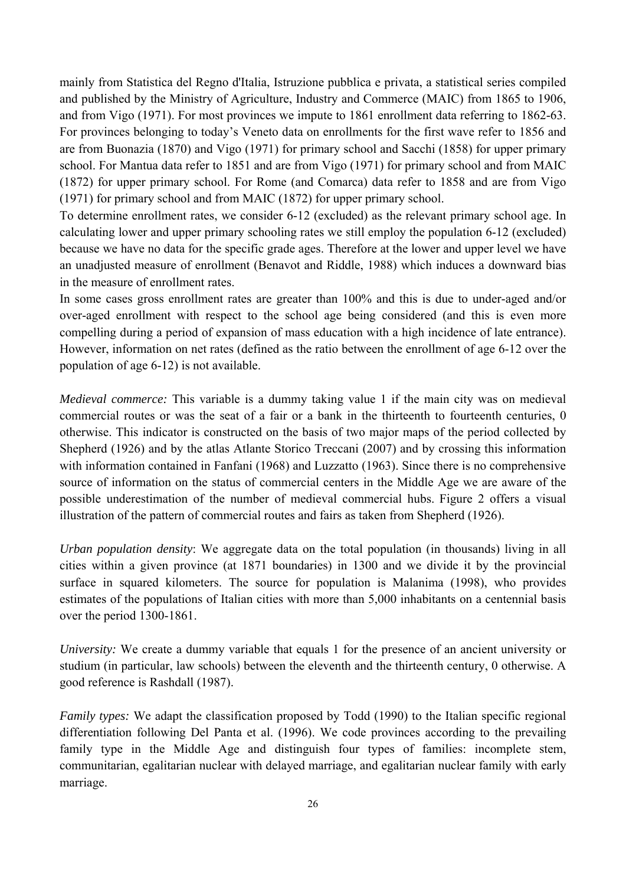mainly from Statistica del Regno d'Italia, Istruzione pubblica e privata, a statistical series compiled and published by the Ministry of Agriculture, Industry and Commerce (MAIC) from 1865 to 1906, and from Vigo (1971). For most provinces we impute to 1861 enrollment data referring to 1862-63. For provinces belonging to today's Veneto data on enrollments for the first wave refer to 1856 and are from Buonazia (1870) and Vigo (1971) for primary school and Sacchi (1858) for upper primary school. For Mantua data refer to 1851 and are from Vigo (1971) for primary school and from MAIC (1872) for upper primary school. For Rome (and Comarca) data refer to 1858 and are from Vigo (1971) for primary school and from MAIC (1872) for upper primary school.

To determine enrollment rates, we consider 6-12 (excluded) as the relevant primary school age. In calculating lower and upper primary schooling rates we still employ the population 6-12 (excluded) because we have no data for the specific grade ages. Therefore at the lower and upper level we have an unadjusted measure of enrollment (Benavot and Riddle, 1988) which induces a downward bias in the measure of enrollment rates.

In some cases gross enrollment rates are greater than 100% and this is due to under-aged and/or over-aged enrollment with respect to the school age being considered (and this is even more compelling during a period of expansion of mass education with a high incidence of late entrance). However, information on net rates (defined as the ratio between the enrollment of age 6-12 over the population of age 6-12) is not available.

*Medieval commerce:* This variable is a dummy taking value 1 if the main city was on medieval commercial routes or was the seat of a fair or a bank in the thirteenth to fourteenth centuries, 0 otherwise. This indicator is constructed on the basis of two major maps of the period collected by Shepherd (1926) and by the atlas Atlante Storico Treccani (2007) and by crossing this information with information contained in Fanfani (1968) and Luzzatto (1963). Since there is no comprehensive source of information on the status of commercial centers in the Middle Age we are aware of the possible underestimation of the number of medieval commercial hubs. Figure 2 offers a visual illustration of the pattern of commercial routes and fairs as taken from Shepherd (1926).

*Urban population density*: We aggregate data on the total population (in thousands) living in all cities within a given province (at 1871 boundaries) in 1300 and we divide it by the provincial surface in squared kilometers. The source for population is Malanima (1998), who provides estimates of the populations of Italian cities with more than 5,000 inhabitants on a centennial basis over the period 1300-1861.

*University:* We create a dummy variable that equals 1 for the presence of an ancient university or studium (in particular, law schools) between the eleventh and the thirteenth century, 0 otherwise. A good reference is Rashdall (1987).

*Family types:* We adapt the classification proposed by Todd (1990) to the Italian specific regional differentiation following Del Panta et al. (1996). We code provinces according to the prevailing family type in the Middle Age and distinguish four types of families: incomplete stem, communitarian, egalitarian nuclear with delayed marriage, and egalitarian nuclear family with early marriage.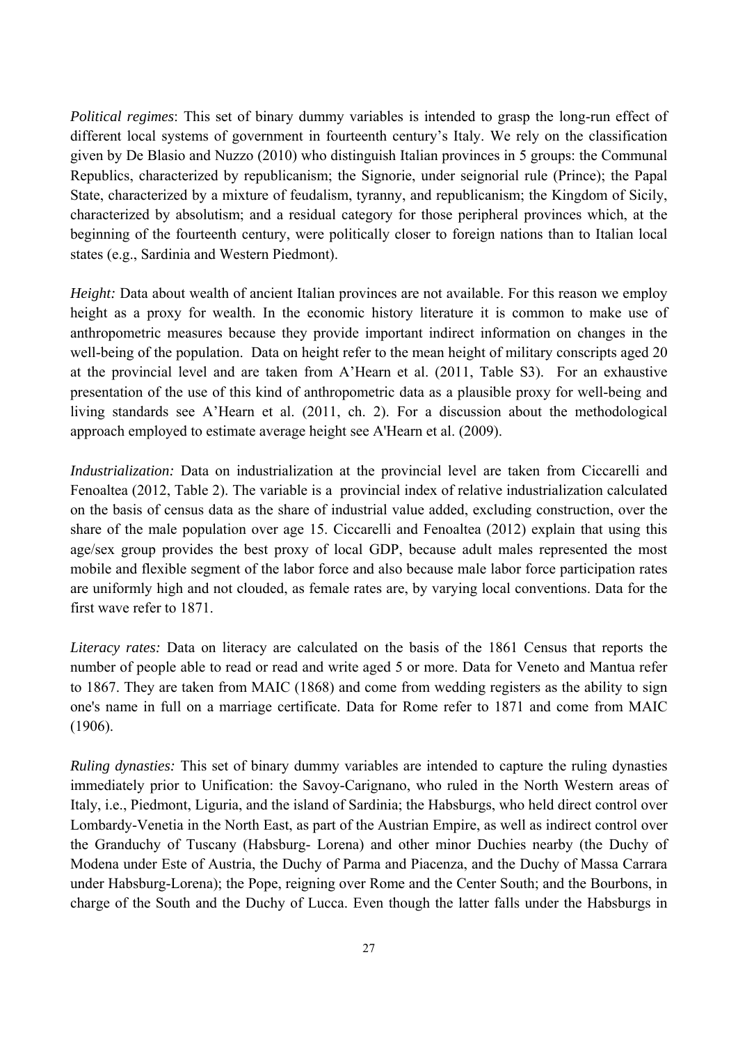*Political regimes*: This set of binary dummy variables is intended to grasp the long-run effect of different local systems of government in fourteenth century's Italy. We rely on the classification given by De Blasio and Nuzzo (2010) who distinguish Italian provinces in 5 groups: the Communal Republics, characterized by republicanism; the Signorie, under seignorial rule (Prince); the Papal State, characterized by a mixture of feudalism, tyranny, and republicanism; the Kingdom of Sicily, characterized by absolutism; and a residual category for those peripheral provinces which, at the beginning of the fourteenth century, were politically closer to foreign nations than to Italian local states (e.g., Sardinia and Western Piedmont).

*Height:* Data about wealth of ancient Italian provinces are not available. For this reason we employ height as a proxy for wealth. In the economic history literature it is common to make use of anthropometric measures because they provide important indirect information on changes in the well-being of the population. Data on height refer to the mean height of military conscripts aged 20 at the provincial level and are taken from A'Hearn et al. (2011, Table S3). For an exhaustive presentation of the use of this kind of anthropometric data as a plausible proxy for well-being and living standards see A'Hearn et al. (2011, ch. 2). For a discussion about the methodological approach employed to estimate average height see A'Hearn et al. (2009).

*Industrialization:* Data on industrialization at the provincial level are taken from Ciccarelli and Fenoaltea (2012, Table 2). The variable is a provincial index of relative industrialization calculated on the basis of census data as the share of industrial value added, excluding construction, over the share of the male population over age 15. Ciccarelli and Fenoaltea (2012) explain that using this age/sex group provides the best proxy of local GDP, because adult males represented the most mobile and flexible segment of the labor force and also because male labor force participation rates are uniformly high and not clouded, as female rates are, by varying local conventions. Data for the first wave refer to 1871.

*Literacy rates:* Data on literacy are calculated on the basis of the 1861 Census that reports the number of people able to read or read and write aged 5 or more. Data for Veneto and Mantua refer to 1867. They are taken from MAIC (1868) and come from wedding registers as the ability to sign one's name in full on a marriage certificate. Data for Rome refer to 1871 and come from MAIC (1906).

*Ruling dynasties:* This set of binary dummy variables are intended to capture the ruling dynasties immediately prior to Unification: the Savoy-Carignano, who ruled in the North Western areas of Italy, i.e., Piedmont, Liguria, and the island of Sardinia; the Habsburgs, who held direct control over Lombardy-Venetia in the North East, as part of the Austrian Empire, as well as indirect control over the Granduchy of Tuscany (Habsburg- Lorena) and other minor Duchies nearby (the Duchy of Modena under Este of Austria, the Duchy of Parma and Piacenza, and the Duchy of Massa Carrara under Habsburg-Lorena); the Pope, reigning over Rome and the Center South; and the Bourbons, in charge of the South and the Duchy of Lucca. Even though the latter falls under the Habsburgs in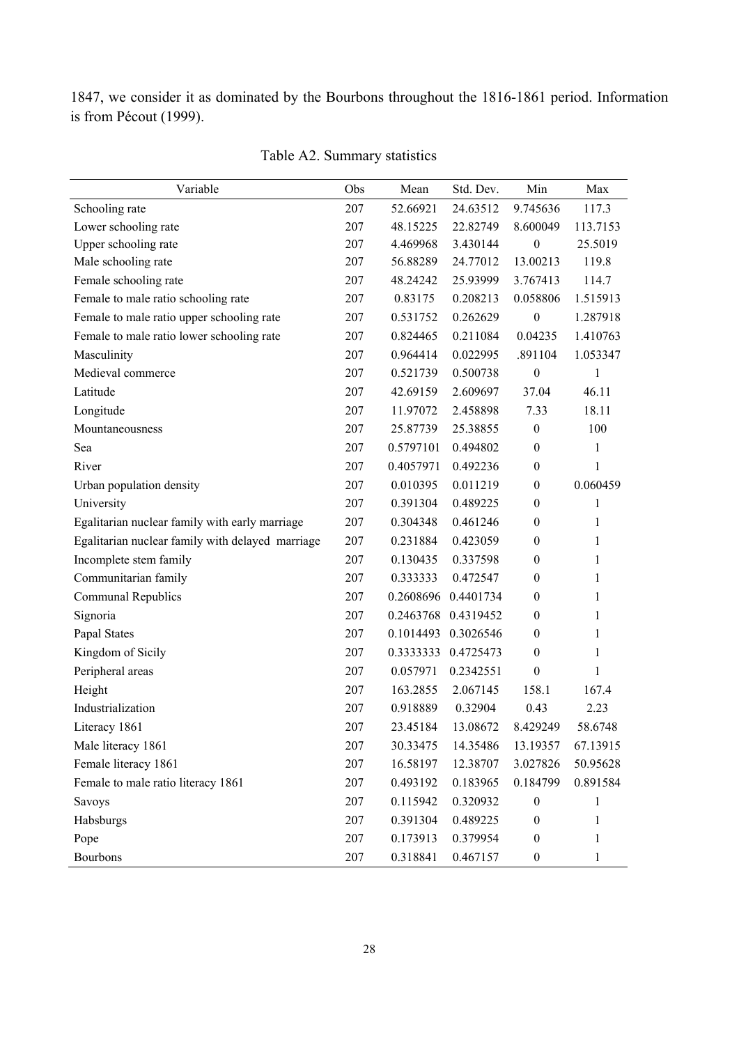1847, we consider it as dominated by the Bourbons throughout the 1816-1861 period. Information is from Pécout (1999).

Table A2. Summary statistics

| Variable | Obs | Mean | Std. Dev. | Min | Max |
|---|---|---|---|---|---|
| Schooling rate | 207 | 52.66921 | 24.63512 | 9.745636 | 117.3 |
| Lower schooling rate | 207 | 48.15225 | 22.82749 | 8.600049 | 113.7153 |
| Upper schooling rate | 207 | 4.469968 | 3.430144 | 0 | 25.5019 |
| Male schooling rate | 207 | 56.88289 | 24.77012 | 13.00213 | 119.8 |
| Female schooling rate | 207 | 48.24242 | 25.93999 | 3.767413 | 114.7 |
| Female to male ratio schooling rate | 207 | 0.83175 | 0.208213 | 0.058806 | 1.515913 |
| Female to male ratio upper schooling rate | 207 | 0.531752 | 0.262629 | 0 | 1.287918 |
| Female to male ratio lower schooling rate | 207 | 0.824465 | 0.211084 | 0.04235 | 1.410763 |
| Masculinity | 207 | 0.964414 | 0.022995 | .891104 | 1.053347 |
| Medieval commerce | 207 | 0.521739 | 0.500738 | 0 | 1 |
| Latitude | 207 | 42.69159 | 2.609697 | 37.04 | 46.11 |
| Longitude | 207 | 11.97072 | 2.458898 | 7.33 | 18.11 |
| Mountaneousness | 207 | 25.87739 | 25.38855 | 0 | 100 |
| Sea | 207 | 0.5797101 | 0.494802 | 0 | 1 |
| River | 207 | 0.4057971 | 0.492236 | 0 | 1 |
| Urban population density | 207 | 0.010395 | 0.011219 | 0 | 0.060459 |
| University | 207 | 0.391304 | 0.489225 | 0 | 1 |
| Egalitarian nuclear family with early marriage | 207 | 0.304348 | 0.461246 | 0 | 1 |
| Egalitarian nuclear family with delayed marriage | 207 | 0.231884 | 0.423059 | 0 | 1 |
| Incomplete stem family | 207 | 0.130435 | 0.337598 | 0 | 1 |
| Communitarian family | 207 | 0.333333 | 0.472547 | 0 | 1 |
| Communal Republics | 207 | 0.2608696 | 0.4401734 | 0 | 1 |
| Signoria | 207 | 0.2463768 | 0.4319452 | 0 | 1 |
| Papal States | 207 | 0.1014493 | 0.3026546 | 0 | 1 |
| Kingdom of Sicily | 207 | 0.3333333 | 0.4725473 | 0 | 1 |
| Peripheral areas | 207 | 0.057971 | 0.2342551 | 0 | 1 |
| Height | 207 | 163.2855 | 2.067145 | 158.1 | 167.4 |
| Industrialization | 207 | 0.918889 | 0.32904 | 0.43 | 2.23 |
| Literacy 1861 | 207 | 23.45184 | 13.08672 | 8.429249 | 58.6748 |
| Male literacy 1861 | 207 | 30.33475 | 14.35486 | 13.19357 | 67.13915 |
| Female literacy 1861 | 207 | 16.58197 | 12.38707 | 3.027826 | 50.95628 |
| Female to male ratio literacy 1861 | 207 | 0.493192 | 0.183965 | 0.184799 | 0.891584 |
| Savoys | 207 | 0.115942 | 0.320932 | 0 | 1 |
| Habsburgs | 207 | 0.391304 | 0.489225 | 0 | 1 |
| Pope | 207 | 0.173913 | 0.379954 | 0 | 1 |
| Bourbons | 207 | 0.318841 | 0.467157 | 0 | 1 |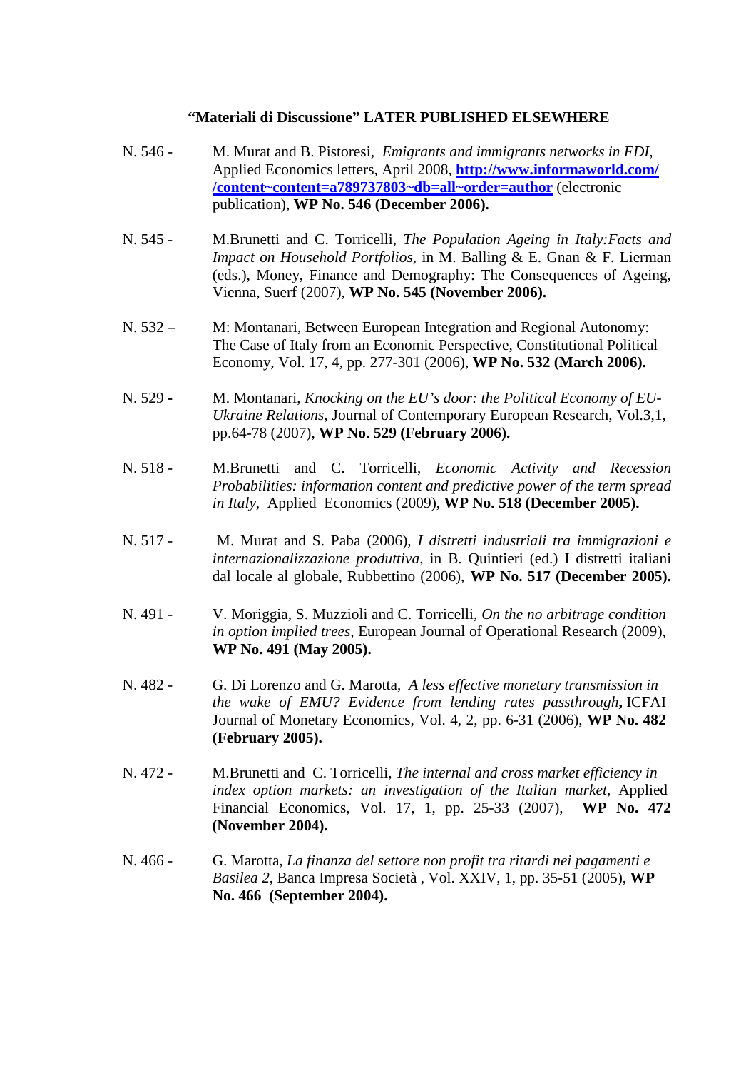**“Materiali di Discussione” LATER PUBLISHED ELSEWHERE**

N. 546 - M. Murat and B. Pistoresi, *Emigrants and immigrants networks in FDI*, Applied Economics letters, April 2008, **http://www.informaworld.com//content~content=a789737803~db=all~order=author** (electronic publication), **WP No. 546 (December 2006).**

N. 545 - M.Brunetti and C. Torricelli, *The Population Ageing in Italy:Facts and Impact on Household Portfolios*, in M. Balling & E. Gnan & F. Lierman (eds.), Money, Finance and Demography: The Consequences of Ageing, Vienna, Suerf (2007), **WP No. 545 (November 2006).**

N. 532 – M: Montanari, Between European Integration and Regional Autonomy: The Case of Italy from an Economic Perspective, Constitutional Political Economy, Vol. 17, 4, pp. 277-301 (2006), **WP No. 532 (March 2006).**

N. 529 - M. Montanari, *Knocking on the EU’s door: the Political Economy of EU-Ukraine Relations*, Journal of Contemporary European Research, Vol.3,1, pp.64-78 (2007), **WP No. 529 (February 2006).**

N. 518 - M.Brunetti and C. Torricelli, *Economic Activity and Recession Probabilities: information content and predictive power of the term spread in Italy*, Applied Economics (2009), **WP No. 518 (December 2005).**

N. 517 - M. Murat and S. Paba (2006), *I distretti industriali tra immigrazioni e internazionalizzazione produttiva*, in B. Quintieri (ed.) I distretti italiani dal locale al globale, Rubbettino (2006), **WP No. 517 (December 2005).**

N. 491 - V. Moriggia, S. Muzzioli and C. Torricelli, *On the no arbitrage condition in option implied trees*, European Journal of Operational Research (2009), **WP No. 491 (May 2005).**

N. 482 - G. Di Lorenzo and G. Marotta, *A less effective monetary transmission in the wake of EMU? Evidence from lending rates passthrough***,** ICFAI Journal of Monetary Economics, Vol. 4, 2, pp. 6-31 (2006), **WP No. 482 (February 2005).**

N. 472 - M.Brunetti and C. Torricelli, *The internal and cross market efficiency in index option markets: an investigation of the Italian market*, Applied Financial Economics, Vol. 17, 1, pp. 25-33 (2007), **WP No. 472 (November 2004).**

N. 466 - G. Marotta, *La finanza del settore non profit tra ritardi nei pagamenti e Basilea 2*, Banca Impresa Società , Vol. XXIV, 1, pp. 35-51 (2005), **WP No. 466 (September 2004).**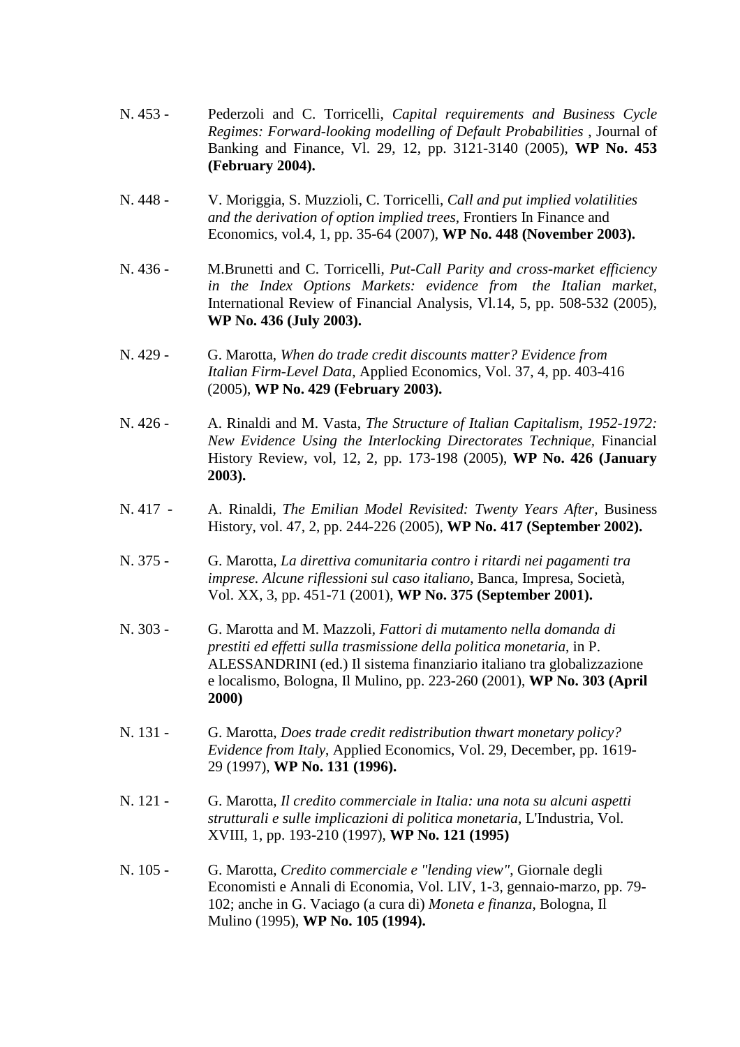N. 453 - Pederzoli and C. Torricelli, *Capital requirements and Business Cycle Regimes: Forward-looking modelling of Default Probabilities* , Journal of Banking and Finance, Vl. 29, 12, pp. 3121-3140 (2005), **WP No. 453 (February 2004).**

N. 448 - V. Moriggia, S. Muzzioli, C. Torricelli, *Call and put implied volatilities and the derivation of option implied trees*, Frontiers In Finance and Economics, vol.4, 1, pp. 35-64 (2007), **WP No. 448 (November 2003).**

N. 436 - M.Brunetti and C. Torricelli, *Put-Call Parity and cross-market efficiency in the Index Options Markets: evidence from the Italian market*, International Review of Financial Analysis, Vl.14, 5, pp. 508-532 (2005), **WP No. 436 (July 2003).**

N. 429 - G. Marotta, *When do trade credit discounts matter? Evidence from Italian Firm-Level Data*, Applied Economics, Vol. 37, 4, pp. 403-416 (2005), **WP No. 429 (February 2003).**

N. 426 - A. Rinaldi and M. Vasta, *The Structure of Italian Capitalism, 1952-1972: New Evidence Using the Interlocking Directorates Technique*, Financial History Review, vol, 12, 2, pp. 173-198 (2005), **WP No. 426 (January 2003).**

N. 417 - A. Rinaldi, *The Emilian Model Revisited: Twenty Years After*, Business History, vol. 47, 2, pp. 244-226 (2005), **WP No. 417 (September 2002).**

N. 375 - G. Marotta, *La direttiva comunitaria contro i ritardi nei pagamenti tra imprese. Alcune riflessioni sul caso italiano*, Banca, Impresa, Società, Vol. XX, 3, pp. 451-71 (2001), **WP No. 375 (September 2001).**

N. 303 - G. Marotta and M. Mazzoli, *Fattori di mutamento nella domanda di prestiti ed effetti sulla trasmissione della politica monetaria*, in P. ALESSANDRINI (ed.) Il sistema finanziario italiano tra globalizzazione e localismo, Bologna, Il Mulino, pp. 223-260 (2001), **WP No. 303 (April 2000)**

N. 131 - G. Marotta, *Does trade credit redistribution thwart monetary policy? Evidence from Italy*, Applied Economics, Vol. 29, December, pp. 1619-29 (1997), **WP No. 131 (1996).**

N. 121 - G. Marotta, *Il credito commerciale in Italia: una nota su alcuni aspetti strutturali e sulle implicazioni di politica monetaria*, L'Industria, Vol. XVIII, 1, pp. 193-210 (1997), **WP No. 121 (1995)**

N. 105 - G. Marotta, *Credito commerciale e "lending view"*, Giornale degli Economisti e Annali di Economia, Vol. LIV, 1-3, gennaio-marzo, pp. 79-102; anche in G. Vaciago (a cura di) *Moneta e finanza*, Bologna, Il Mulino (1995), **WP No. 105 (1994).**